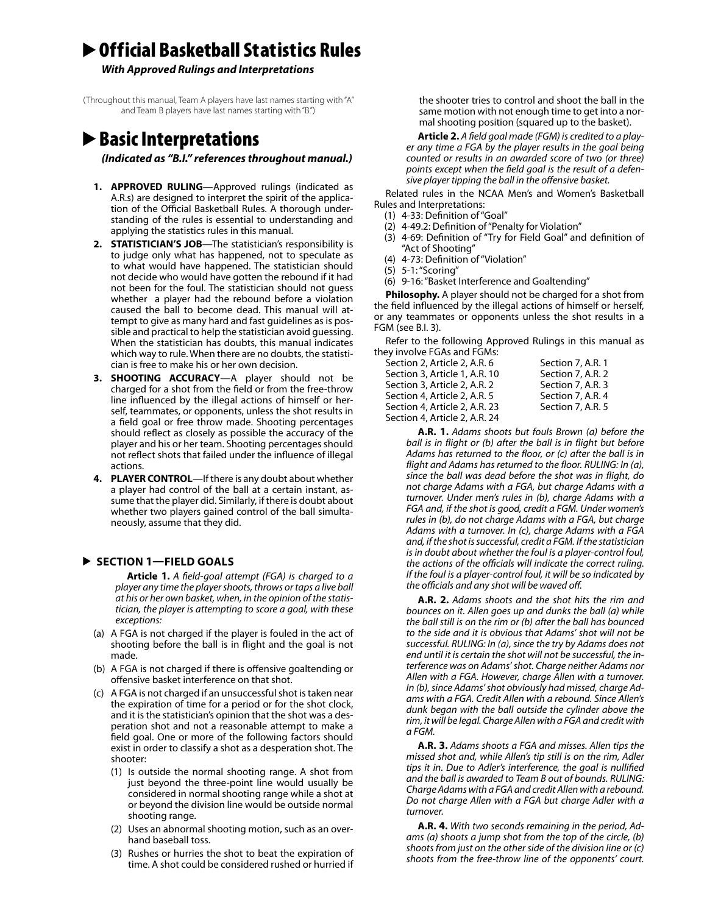# Official Basketball Statistics Rules

***With Approved Rulings and Interpretations***

(Throughout this manual, Team A players have last names starting with "A" and Team B players have last names starting with "B.")

# Basic Interpretations

***(Indicated as "B.I." references throughout manual.)***

1. **APPROVED RULING**—Approved rulings (indicated as A.R.s) are designed to interpret the spirit of the application of the Official Basketball Rules. A thorough understanding of the rules is essential to understanding and applying the statistics rules in this manual.
2. **STATISTICIAN'S JOB**—The statistician's responsibility is to judge only what has happened, not to speculate as to what would have happened. The statistician should not decide who would have gotten the rebound if it had not been for the foul. The statistician should not guess whether a player had the rebound before a violation caused the ball to become dead. This manual will attempt to give as many hard and fast guidelines as is possible and practical to help the statistician avoid guessing. When the statistician has doubts, this manual indicates which way to rule. When there are no doubts, the statistician is free to make his or her own decision.
3. **SHOOTING ACCURACY**—A player should not be charged for a shot from the field or from the free-throw line influenced by the illegal actions of himself or herself, teammates, or opponents, unless the shot results in a field goal or free throw made. Shooting percentages should reflect as closely as possible the accuracy of the player and his or her team. Shooting percentages should not reflect shots that failed under the influence of illegal actions.
4. **PLAYER CONTROL**—If there is any doubt about whether a player had control of the ball at a certain instant, assume that the player did. Similarly, if there is doubt about whether two players gained control of the ball simultaneously, assume that they did.

## SECTION 1—FIELD GOALS

**Article 1.** *A field-goal attempt (FGA) is charged to a player any time the player shoots, throws or taps a live ball at his or her own basket, when, in the opinion of the statistician, the player is attempting to score a goal, with these exceptions:*

(a) A FGA is not charged if the player is fouled in the act of shooting before the ball is in flight and the goal is not made.

(b) A FGA is not charged if there is offensive goaltending or offensive basket interference on that shot.

(c) A FGA is not charged if an unsuccessful shot is taken near the expiration of time for a period or for the shot clock, and it is the statistician's opinion that the shot was a desperation shot and not a reasonable attempt to make a field goal. One or more of the following factors should exist in order to classify a shot as a desperation shot. The shooter:

  (1) Is outside the normal shooting range. A shot from just beyond the three-point line would usually be considered in normal shooting range while a shot at or beyond the division line would be outside normal shooting range.
  
  (2) Uses an abnormal shooting motion, such as an overhand baseball toss.
  
  (3) Rushes or hurries the shot to beat the expiration of time. A shot could be considered rushed or hurried if the shooter tries to control and shoot the ball in the same motion with not enough time to get into a normal shooting position (squared up to the basket).

**Article 2.** *A field goal made (FGM) is credited to a player any time a FGA by the player results in the goal being counted or results in an awarded score of two (or three) points except when the field goal is the result of a defensive player tipping the ball in the offensive basket.*

Related rules in the NCAA Men's and Women's Basketball Rules and Interpretations:

(1) 4-33: Definition of "Goal"
(2) 4-49.2: Definition of "Penalty for Violation"
(3) 4-69: Definition of "Try for Field Goal" and definition of "Act of Shooting"
(4) 4-73: Definition of "Violation"
(5) 5-1: "Scoring"
(6) 9-16: "Basket Interference and Goaltending"

**Philosophy.** A player should not be charged for a shot from the field influenced by the illegal actions of himself or herself, or any teammates or opponents unless the shot results in a FGM (see B.I. 3).

Refer to the following Approved Rulings in this manual as they involve FGAs and FGMs:

| | |
|---|---|
| Section 2, Article 2, A.R. 6 | Section 7, A.R. 1 |
| Section 3, Article 1, A.R. 10 | Section 7, A.R. 2 |
| Section 3, Article 2, A.R. 2 | Section 7, A.R. 3 |
| Section 4, Article 2, A.R. 5 | Section 7, A.R. 4 |
| Section 4, Article 2, A.R. 23 | Section 7, A.R. 5 |
| Section 4, Article 2, A.R. 24 | |

**A.R. 1.** *Adams shoots but fouls Brown (a) before the ball is in flight or (b) after the ball is in flight but before Adams has returned to the floor, or (c) after the ball is in flight and Adams has returned to the floor. RULING: In (a), since the ball was dead before the shot was in flight, do not charge Adams with a FGA, but charge Adams with a turnover. Under men's rules in (b), charge Adams with a FGA and, if the shot is good, credit a FGM. Under women's rules in (b), do not charge Adams with a FGA, but charge Adams with a turnover. In (c), charge Adams with a FGA and, if the shot is successful, credit a FGM. If the statistician is in doubt about whether the foul is a player-control foul, the actions of the officials will indicate the correct ruling. If the foul is a player-control foul, it will be so indicated by the officials and any shot will be waved off.*

**A.R. 2.** *Adams shoots and the shot hits the rim and bounces on it. Allen goes up and dunks the ball (a) while the ball still is on the rim or (b) after the ball has bounced to the side and it is obvious that Adams' shot will not be successful. RULING: In (a), since the try by Adams does not end until it is certain the shot will not be successful, the interference was on Adams' shot. Charge neither Adams nor Allen with a FGA. However, charge Allen with a turnover. In (b), since Adams' shot obviously had missed, charge Adams with a FGA. Credit Allen with a rebound. Since Allen's dunk began with the ball outside the cylinder above the rim, it will be legal. Charge Allen with a FGA and credit with a FGM.*

**A.R. 3.** *Adams shoots a FGA and misses. Allen tips the missed shot and, while Allen's tip still is on the rim, Adler tips it in. Due to Adler's interference, the goal is nullified and the ball is awarded to Team B out of bounds. RULING: Charge Adams with a FGA and credit Allen with a rebound. Do not charge Allen with a FGA but charge Adler with a turnover.*

**A.R. 4.** *With two seconds remaining in the period, Adams (a) shoots a jump shot from the top of the circle, (b) shoots from just on the other side of the division line or (c) shoots from the free-throw line of the opponents' court.*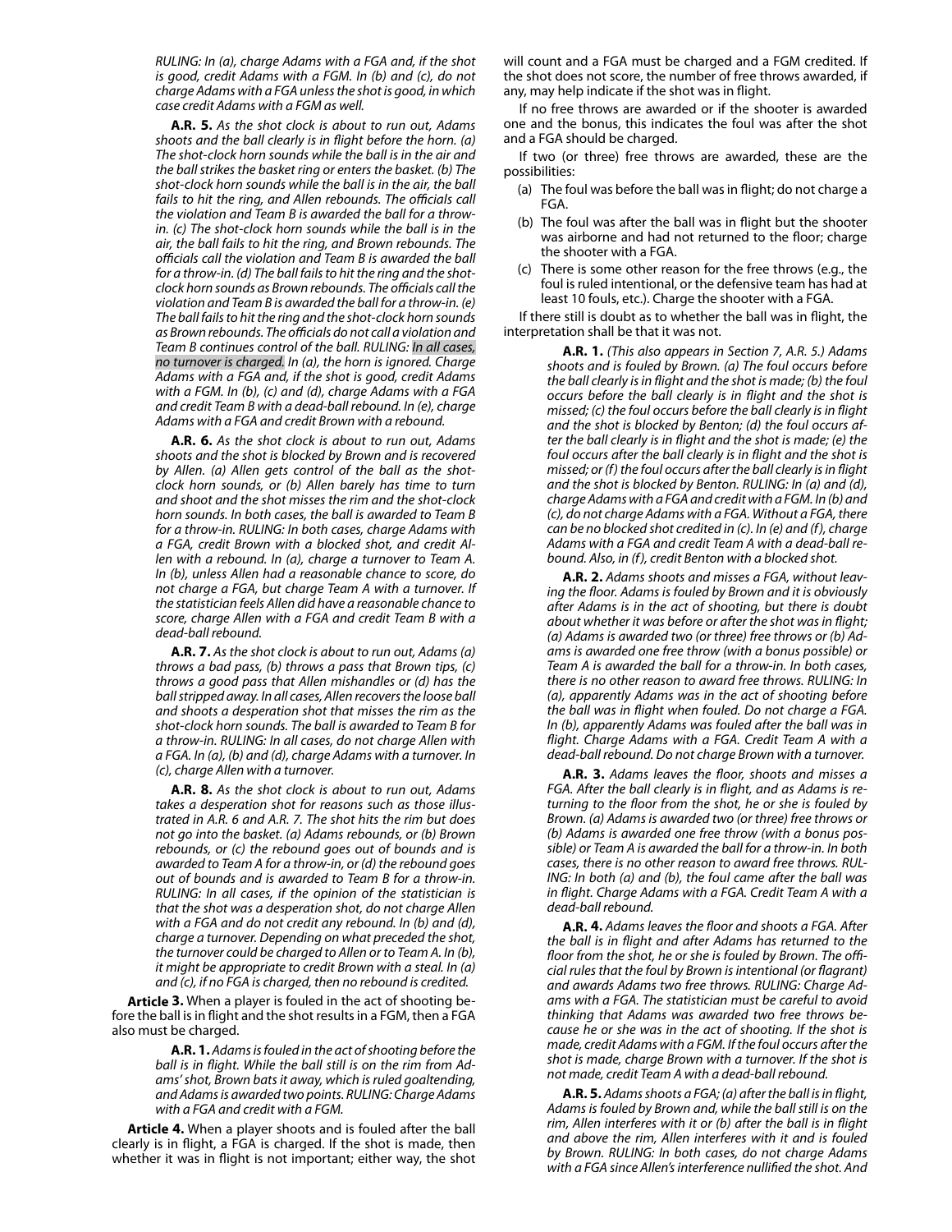*RULING: In (a), charge Adams with a FGA and, if the shot is good, credit Adams with a FGM. In (b) and (c), do not charge Adams with a FGA unless the shot is good, in which case credit Adams with a FGM as well.*

**A.R. 5.** *As the shot clock is about to run out, Adams shoots and the ball clearly is in flight before the horn. (a) The shot-clock horn sounds while the ball is in the air and the ball strikes the basket ring or enters the basket. (b) The shot-clock horn sounds while the ball is in the air, the ball fails to hit the ring, and Allen rebounds. The officials call the violation and Team B is awarded the ball for a throw-in. (c) The shot-clock horn sounds while the ball is in the air, the ball fails to hit the ring, and Brown rebounds. The officials call the violation and Team B is awarded the ball for a throw-in. (d) The ball fails to hit the ring and the shot-clock horn sounds as Brown rebounds. The officials call the violation and Team B is awarded the ball for a throw-in. (e) The ball fails to hit the ring and the shot-clock horn sounds as Brown rebounds. The officials do not call a violation and Team B continues control of the ball. RULING: In all cases, no turnover is charged. In (a), the horn is ignored. Charge Adams with a FGA and, if the shot is good, credit Adams with a FGM. In (b), (c) and (d), charge Adams with a FGA and credit Team B with a dead-ball rebound. In (e), charge Adams with a FGA and credit Brown with a rebound.*

**A.R. 6.** *As the shot clock is about to run out, Adams shoots and the shot is blocked by Brown and is recovered by Allen. (a) Allen gets control of the ball as the shot-clock horn sounds, or (b) Allen barely has time to turn and shoot and the shot misses the rim and the shot-clock horn sounds. In both cases, the ball is awarded to Team B for a throw-in. RULING: In both cases, charge Adams with a FGA, credit Brown with a blocked shot, and credit Allen with a rebound. In (a), charge a turnover to Team A. In (b), unless Allen had a reasonable chance to score, do not charge a FGA, but charge Team A with a turnover. If the statistician feels Allen did have a reasonable chance to score, charge Allen with a FGA and credit Team B with a dead-ball rebound.*

**A.R. 7.** *As the shot clock is about to run out, Adams (a) throws a bad pass, (b) throws a pass that Brown tips, (c) throws a good pass that Allen mishandles or (d) has the ball stripped away. In all cases, Allen recovers the loose ball and shoots a desperation shot that misses the rim as the shot-clock horn sounds. The ball is awarded to Team B for a throw-in. RULING: In all cases, do not charge Allen with a FGA. In (a), (b) and (d), charge Adams with a turnover. In (c), charge Allen with a turnover.*

**A.R. 8.** *As the shot clock is about to run out, Adams takes a desperation shot for reasons such as those illustrated in A.R. 6 and A.R. 7. The shot hits the rim but does not go into the basket. (a) Adams rebounds, or (b) Brown rebounds, or (c) the rebound goes out of bounds and is awarded to Team A for a throw-in, or (d) the rebound goes out of bounds and is awarded to Team B for a throw-in. RULING: In all cases, if the opinion of the statistician is that the shot was a desperation shot, do not charge Allen with a FGA and do not credit any rebound. In (b) and (d), charge a turnover. Depending on what preceded the shot, the turnover could be charged to Allen or to Team A. In (b), it might be appropriate to credit Brown with a steal. In (a) and (c), if no FGA is charged, then no rebound is credited.*

**Article 3.** When a player is fouled in the act of shooting before the ball is in flight and the shot results in a FGM, then a FGA also must be charged.

**A.R. 1.** *Adams is fouled in the act of shooting before the ball is in flight. While the ball still is on the rim from Adams' shot, Brown bats it away, which is ruled goaltending, and Adams is awarded two points. RULING: Charge Adams with a FGA and credit with a FGM.*

**Article 4.** When a player shoots and is fouled after the ball clearly is in flight, a FGA is charged. If the shot is made, then whether it was in flight is not important; either way, the shot will count and a FGA must be charged and a FGM credited. If the shot does not score, the number of free throws awarded, if any, may help indicate if the shot was in flight.

If no free throws are awarded or if the shooter is awarded one and the bonus, this indicates the foul was after the shot and a FGA should be charged.

If two (or three) free throws are awarded, these are the possibilities:

(a) The foul was before the ball was in flight; do not charge a FGA.

(b) The foul was after the ball was in flight but the shooter was airborne and had not returned to the floor; charge the shooter with a FGA.

(c) There is some other reason for the free throws (e.g., the foul is ruled intentional, or the defensive team has had at least 10 fouls, etc.). Charge the shooter with a FGA.

If there still is doubt as to whether the ball was in flight, the interpretation shall be that it was not.

**A.R. 1.** *(This also appears in Section 7, A.R. 5.) Adams shoots and is fouled by Brown. (a) The foul occurs before the ball clearly is in flight and the shot is made; (b) the foul occurs before the ball clearly is in flight and the shot is missed; (c) the foul occurs before the ball clearly is in flight and the shot is blocked by Benton; (d) the foul occurs after the ball clearly is in flight and the shot is made; (e) the foul occurs after the ball clearly is in flight and the shot is missed; or (f) the foul occurs after the ball clearly is in flight and the shot is blocked by Benton. RULING: In (a) and (d), charge Adams with a FGA and credit with a FGM. In (b) and (c), do not charge Adams with a FGA. Without a FGA, there can be no blocked shot credited in (c). In (e) and (f), charge Adams with a FGA and credit Team A with a dead-ball rebound. Also, in (f), credit Benton with a blocked shot.*

**A.R. 2.** *Adams shoots and misses a FGA, without leaving the floor. Adams is fouled by Brown and it is obviously after Adams is in the act of shooting, but there is doubt about whether it was before or after the shot was in flight; (a) Adams is awarded two (or three) free throws or (b) Adams is awarded one free throw (with a bonus possible) or Team A is awarded the ball for a throw-in. In both cases, there is no other reason to award free throws. RULING: In (a), apparently Adams was in the act of shooting before the ball was in flight when fouled. Do not charge a FGA. In (b), apparently Adams was fouled after the ball was in flight. Charge Adams with a FGA. Credit Team A with a dead-ball rebound. Do not charge Brown with a turnover.*

**A.R. 3.** *Adams leaves the floor, shoots and misses a FGA. After the ball clearly is in flight, and as Adams is returning to the floor from the shot, he or she is fouled by Brown. (a) Adams is awarded two (or three) free throws or (b) Adams is awarded one free throw (with a bonus possible) or Team A is awarded the ball for a throw-in. In both cases, there is no other reason to award free throws. RULING: In both (a) and (b), the foul came after the ball was in flight. Charge Adams with a FGA. Credit Team A with a dead-ball rebound.*

**A.R. 4.** *Adams leaves the floor and shoots a FGA. After the ball is in flight and after Adams has returned to the floor from the shot, he or she is fouled by Brown. The official rules that the foul by Brown is intentional (or flagrant) and awards Adams two free throws. RULING: Charge Adams with a FGA. The statistician must be careful to avoid thinking that Adams was awarded two free throws because he or she was in the act of shooting. If the shot is made, credit Adams with a FGM. If the foul occurs after the shot is made, charge Brown with a turnover. If the shot is not made, credit Team A with a dead-ball rebound.*

**A.R. 5.** *Adams shoots a FGA; (a) after the ball is in flight, Adams is fouled by Brown and, while the ball still is on the rim, Allen interferes with it or (b) after the ball is in flight and above the rim, Allen interferes with it and is fouled by Brown. RULING: In both cases, do not charge Adams with a FGA since Allen's interference nullified the shot. And*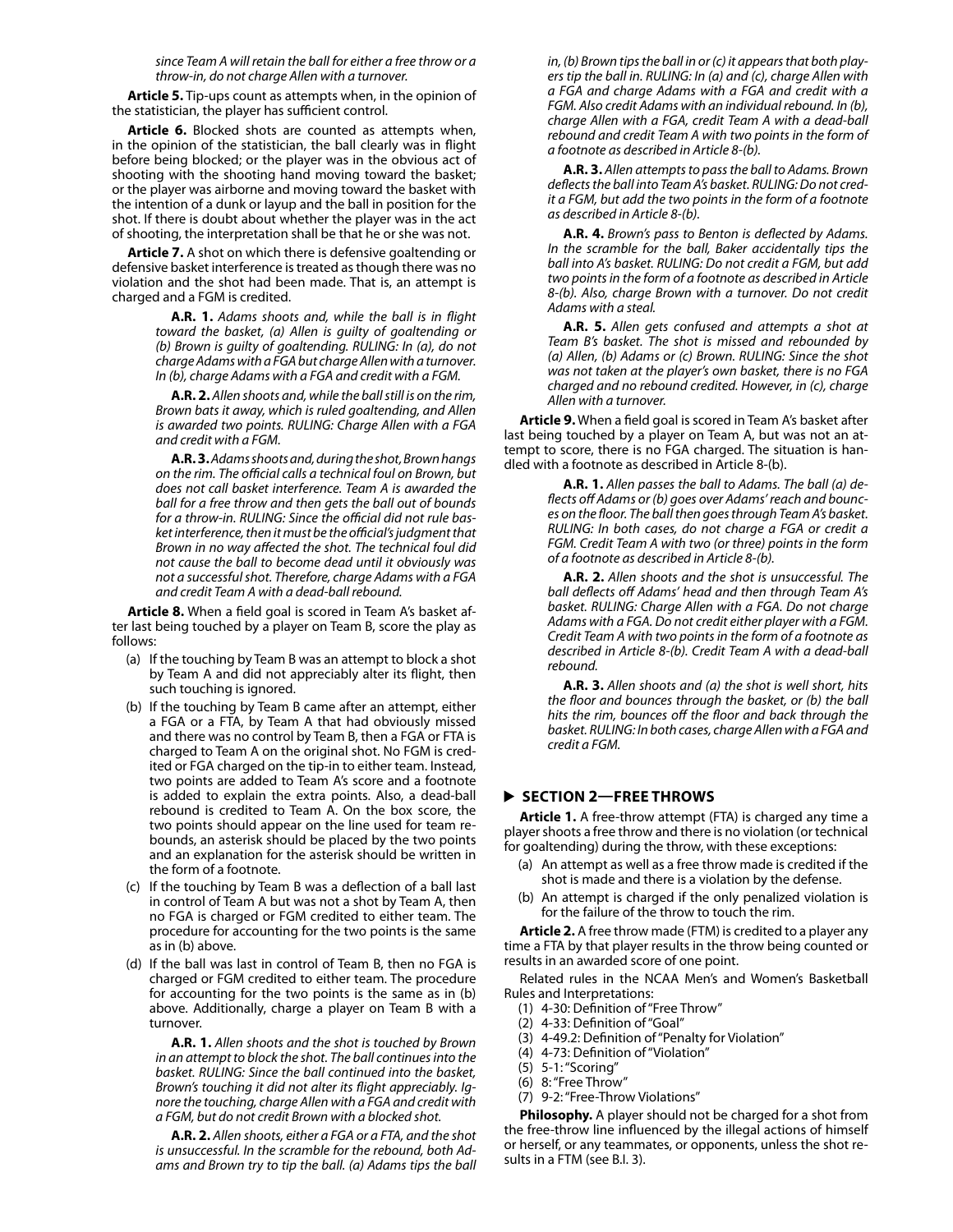*since Team A will retain the ball for either a free throw or a throw-in, do not charge Allen with a turnover.*

**Article 5.** Tip-ups count as attempts when, in the opinion of the statistician, the player has sufficient control.

**Article 6.** Blocked shots are counted as attempts when, in the opinion of the statistician, the ball clearly was in flight before being blocked; or the player was in the obvious act of shooting with the shooting hand moving toward the basket; or the player was airborne and moving toward the basket with the intention of a dunk or layup and the ball in position for the shot. If there is doubt about whether the player was in the act of shooting, the interpretation shall be that he or she was not.

**Article 7.** A shot on which there is defensive goaltending or defensive basket interference is treated as though there was no violation and the shot had been made. That is, an attempt is charged and a FGM is credited.

> **A.R. 1.** *Adams shoots and, while the ball is in flight toward the basket, (a) Allen is guilty of goaltending or (b) Brown is guilty of goaltending. RULING: In (a), do not charge Adams with a FGA but charge Allen with a turnover. In (b), charge Adams with a FGA and credit with a FGM.*

> **A.R. 2.** *Allen shoots and, while the ball still is on the rim, Brown bats it away, which is ruled goaltending, and Allen is awarded two points. RULING: Charge Allen with a FGA and credit with a FGM.*

> **A.R. 3.** *Adams shoots and, during the shot, Brown hangs on the rim. The official calls a technical foul on Brown, but does not call basket interference. Team A is awarded the ball for a free throw and then gets the ball out of bounds for a throw-in. RULING: Since the official did not rule basket interference, then it must be the official's judgment that Brown in no way affected the shot. The technical foul did not cause the ball to become dead until it obviously was not a successful shot. Therefore, charge Adams with a FGA and credit Team A with a dead-ball rebound.*

**Article 8.** When a field goal is scored in Team A's basket after last being touched by a player on Team B, score the play as follows:

(a) If the touching by Team B was an attempt to block a shot by Team A and did not appreciably alter its flight, then such touching is ignored.

(b) If the touching by Team B came after an attempt, either a FGA or a FTA, by Team A that had obviously missed and there was no control by Team B, then a FGA or FTA is charged to Team A on the original shot. No FGM is credited or FGA charged on the tip-in to either team. Instead, two points are added to Team A's score and a footnote is added to explain the extra points. Also, a dead-ball rebound is credited to Team A. On the box score, the two points should appear on the line used for team rebounds, an asterisk should be placed by the two points and an explanation for the asterisk should be written in the form of a footnote.

(c) If the touching by Team B was a deflection of a ball last in control of Team A but was not a shot by Team A, then no FGA is charged or FGM credited to either team. The procedure for accounting for the two points is the same as in (b) above.

(d) If the ball was last in control of Team B, then no FGA is charged or FGM credited to either team. The procedure for accounting for the two points is the same as in (b) above. Additionally, charge a player on Team B with a turnover.

> **A.R. 1.** *Allen shoots and the shot is touched by Brown in an attempt to block the shot. The ball continues into the basket. RULING: Since the ball continued into the basket, Brown's touching it did not alter its flight appreciably. Ignore the touching, charge Allen with a FGA and credit with a FGM, but do not credit Brown with a blocked shot.*

> **A.R. 2.** *Allen shoots, either a FGA or a FTA, and the shot is unsuccessful. In the scramble for the rebound, both Adams and Brown try to tip the ball. (a) Adams tips the ball in, (b) Brown tips the ball in or (c) it appears that both players tip the ball in. RULING: In (a) and (c), charge Allen with a FGA and charge Adams with a FGA and credit with a FGM. Also credit Adams with an individual rebound. In (b), charge Allen with a FGA, credit Team A with a dead-ball rebound and credit Team A with two points in the form of a footnote as described in Article 8-(b).*

> **A.R. 3.** *Allen attempts to pass the ball to Adams. Brown deflects the ball into Team A's basket. RULING: Do not credit a FGM, but add the two points in the form of a footnote as described in Article 8-(b).*

> **A.R. 4.** *Brown's pass to Benton is deflected by Adams. In the scramble for the ball, Baker accidentally tips the ball into A's basket. RULING: Do not credit a FGM, but add two points in the form of a footnote as described in Article 8-(b). Also, charge Brown with a turnover. Do not credit Adams with a steal.*

> **A.R. 5.** *Allen gets confused and attempts a shot at Team B's basket. The shot is missed and rebounded by (a) Allen, (b) Adams or (c) Brown. RULING: Since the shot was not taken at the player's own basket, there is no FGA charged and no rebound credited. However, in (c), charge Allen with a turnover.*

**Article 9.** When a field goal is scored in Team A's basket after last being touched by a player on Team A, but was not an attempt to score, there is no FGA charged. The situation is handled with a footnote as described in Article 8-(b).

> **A.R. 1.** *Allen passes the ball to Adams. The ball (a) deflects off Adams or (b) goes over Adams' reach and bounces on the floor. The ball then goes through Team A's basket. RULING: In both cases, do not charge a FGA or credit a FGM. Credit Team A with two (or three) points in the form of a footnote as described in Article 8-(b).*

> **A.R. 2.** *Allen shoots and the shot is unsuccessful. The ball deflects off Adams' head and then through Team A's basket. RULING: Charge Allen with a FGA. Do not charge Adams with a FGA. Do not credit either player with a FGM. Credit Team A with two points in the form of a footnote as described in Article 8-(b). Credit Team A with a dead-ball rebound.*

> **A.R. 3.** *Allen shoots and (a) the shot is well short, hits the floor and bounces through the basket, or (b) the ball hits the rim, bounces off the floor and back through the basket. RULING: In both cases, charge Allen with a FGA and credit a FGM.*

## SECTION 2—FREE THROWS

**Article 1.** A free-throw attempt (FTA) is charged any time a player shoots a free throw and there is no violation (or technical for goaltending) during the throw, with these exceptions:

(a) An attempt as well as a free throw made is credited if the shot is made and there is a violation by the defense.

(b) An attempt is charged if the only penalized violation is for the failure of the throw to touch the rim.

**Article 2.** A free throw made (FTM) is credited to a player any time a FTA by that player results in the throw being counted or results in an awarded score of one point.

Related rules in the NCAA Men's and Women's Basketball Rules and Interpretations:

(1) 4-30: Definition of "Free Throw"
(2) 4-33: Definition of "Goal"
(3) 4-49.2: Definition of "Penalty for Violation"
(4) 4-73: Definition of "Violation"
(5) 5-1: "Scoring"
(6) 8: "Free Throw"
(7) 9-2: "Free-Throw Violations"

**Philosophy.** A player should not be charged for a shot from the free-throw line influenced by the illegal actions of himself or herself, or any teammates, or opponents, unless the shot results in a FTM (see B.I. 3).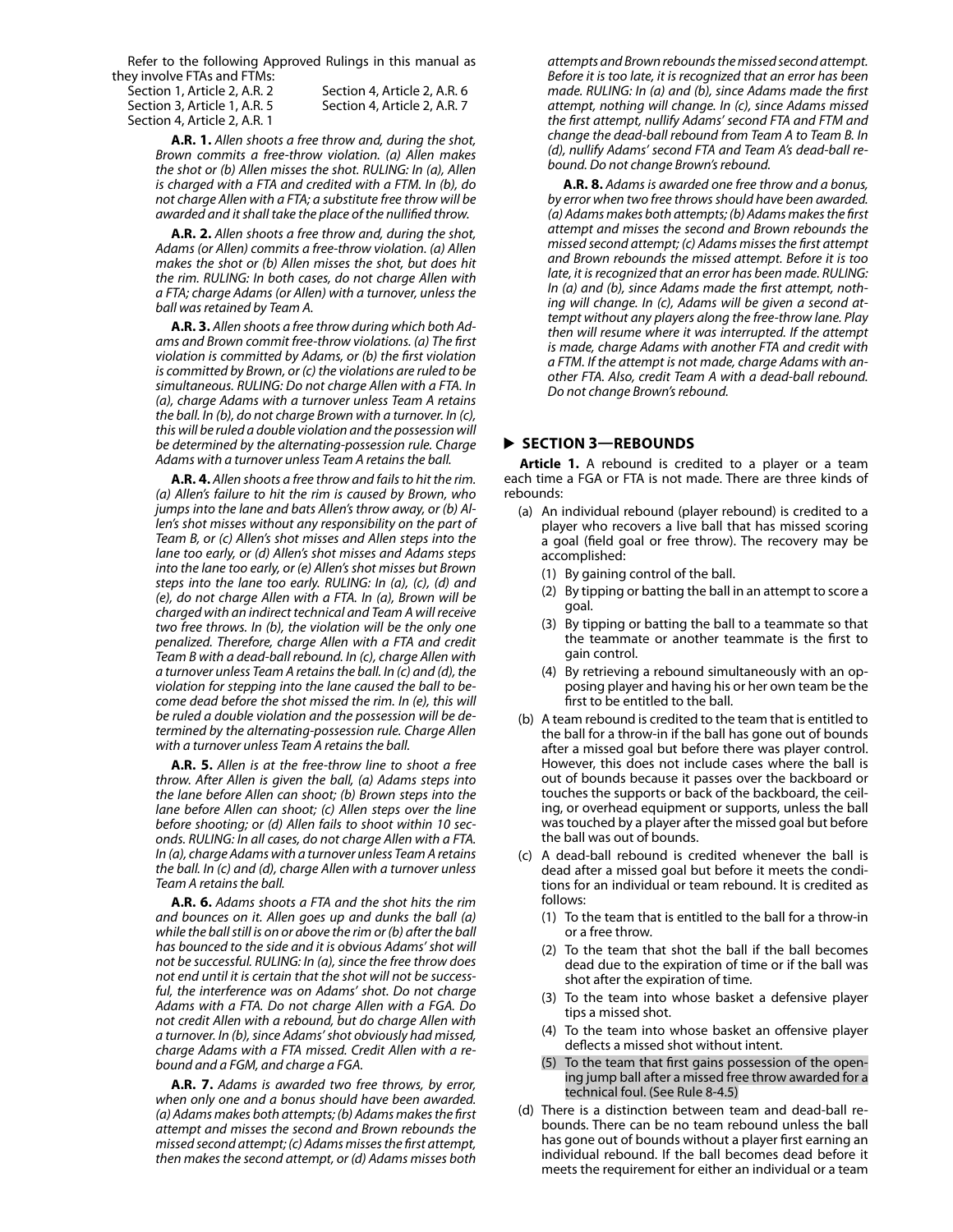Refer to the following Approved Rulings in this manual as they involve FTAs and FTMs:

Section 1, Article 2, A.R. 2
Section 3, Article 1, A.R. 5
Section 4, Article 2, A.R. 1
Section 4, Article 2, A.R. 6
Section 4, Article 2, A.R. 7

**A.R. 1.** *Allen shoots a free throw and, during the shot, Brown commits a free-throw violation. (a) Allen makes the shot or (b) Allen misses the shot. RULING: In (a), Allen is charged with a FTA and credited with a FTM. In (b), do not charge Allen with a FTA; a substitute free throw will be awarded and it shall take the place of the nullified throw.*

**A.R. 2.** *Allen shoots a free throw and, during the shot, Adams (or Allen) commits a free-throw violation. (a) Allen makes the shot or (b) Allen misses the shot, but does hit the rim. RULING: In both cases, do not charge Allen with a FTA; charge Adams (or Allen) with a turnover, unless the ball was retained by Team A.*

**A.R. 3.** *Allen shoots a free throw during which both Adams and Brown commit free-throw violations. (a) The first violation is committed by Adams, or (b) the first violation is committed by Brown, or (c) the violations are ruled to be simultaneous. RULING: Do not charge Allen with a FTA. In (a), charge Adams with a turnover unless Team A retains the ball. In (b), do not charge Brown with a turnover. In (c), this will be ruled a double violation and the possession will be determined by the alternating-possession rule. Charge Adams with a turnover unless Team A retains the ball.*

**A.R. 4.** *Allen shoots a free throw and fails to hit the rim. (a) Allen's failure to hit the rim is caused by Brown, who jumps into the lane and bats Allen's throw away, or (b) Allen's shot misses without any responsibility on the part of Team B, or (c) Allen's shot misses and Allen steps into the lane too early, or (d) Allen's shot misses and Adams steps into the lane too early, or (e) Allen's shot misses but Brown steps into the lane too early. RULING: In (a), (c), (d) and (e), do not charge Allen with a FTA. In (a), Brown will be charged with an indirect technical and Team A will receive two free throws. In (b), the violation will be the only one penalized. Therefore, charge Allen with a FTA and credit Team B with a dead-ball rebound. In (c), charge Allen with a turnover unless Team A retains the ball. In (c) and (d), the violation for stepping into the lane caused the ball to become dead before the shot missed the rim. In (e), this will be ruled a double violation and the possession will be determined by the alternating-possession rule. Charge Allen with a turnover unless Team A retains the ball.*

**A.R. 5.** *Allen is at the free-throw line to shoot a free throw. After Allen is given the ball, (a) Adams steps into the lane before Allen can shoot; (b) Brown steps into the lane before Allen can shoot; (c) Allen steps over the line before shooting; or (d) Allen fails to shoot within 10 seconds. RULING: In all cases, do not charge Allen with a FTA. In (a), charge Adams with a turnover unless Team A retains the ball. In (c) and (d), charge Allen with a turnover unless Team A retains the ball.*

**A.R. 6.** *Adams shoots a FTA and the shot hits the rim and bounces on it. Allen goes up and dunks the ball (a) while the ball still is on or above the rim or (b) after the ball has bounced to the side and it is obvious Adams' shot will not be successful. RULING: In (a), since the free throw does not end until it is certain that the shot will not be successful, the interference was on Adams' shot. Do not charge Adams with a FTA. Do not charge Allen with a FGA. Do not credit Allen with a rebound, but do charge Allen with a turnover. In (b), since Adams' shot obviously had missed, charge Adams with a FTA missed. Credit Allen with a rebound and a FGM, and charge a FGA.*

**A.R. 7.** *Adams is awarded two free throws, by error, when only one and a bonus should have been awarded. (a) Adams makes both attempts; (b) Adams makes the first attempt and misses the second and Brown rebounds the missed second attempt; (c) Adams misses the first attempt, then makes the second attempt, or (d) Adams misses both attempts and Brown rebounds the missed second attempt. Before it is too late, it is recognized that an error has been made. RULING: In (a) and (b), since Adams made the first attempt, nothing will change. In (c), since Adams missed the first attempt, nullify Adams' second FTA and FTM and change the dead-ball rebound from Team A to Team B. In (d), nullify Adams' second FTA and Team A's dead-ball rebound. Do not change Brown's rebound.*

**A.R. 8.** *Adams is awarded one free throw and a bonus, by error when two free throws should have been awarded. (a) Adams makes both attempts; (b) Adams makes the first attempt and misses the second and Brown rebounds the missed second attempt; (c) Adams misses the first attempt and Brown rebounds the missed attempt. Before it is too late, it is recognized that an error has been made. RULING: In (a) and (b), since Adams made the first attempt, nothing will change. In (c), Adams will be given a second attempt without any players along the free-throw lane. Play then will resume where it was interrupted. If the attempt is made, charge Adams with another FTA and credit with a FTM. If the attempt is not made, charge Adams with another FTA. Also, credit Team A with a dead-ball rebound. Do not change Brown's rebound.*

## ▶ SECTION 3—REBOUNDS

**Article 1.** A rebound is credited to a player or a team each time a FGA or FTA is not made. There are three kinds of rebounds:

(a) An individual rebound (player rebound) is credited to a player who recovers a live ball that has missed scoring a goal (field goal or free throw). The recovery may be accomplished:
   (1) By gaining control of the ball.
   (2) By tipping or batting the ball in an attempt to score a goal.
   (3) By tipping or batting the ball to a teammate so that the teammate or another teammate is the first to gain control.
   (4) By retrieving a rebound simultaneously with an opposing player and having his or her own team be the first to be entitled to the ball.

(b) A team rebound is credited to the team that is entitled to the ball for a throw-in if the ball has gone out of bounds after a missed goal but before there was player control. However, this does not include cases where the ball is out of bounds because it passes over the backboard or touches the supports or back of the backboard, the ceiling, or overhead equipment or supports, unless the ball was touched by a player after the missed goal but before the ball was out of bounds.

(c) A dead-ball rebound is credited whenever the ball is dead after a missed goal but before it meets the conditions for an individual or team rebound. It is credited as follows:
   (1) To the team that is entitled to the ball for a throw-in or a free throw.
   (2) To the team that shot the ball if the ball becomes dead due to the expiration of time or if the ball was shot after the expiration of time.
   (3) To the team into whose basket a defensive player tips a missed shot.
   (4) To the team into whose basket an offensive player deflects a missed shot without intent.
   (5) To the team that first gains possession of the opening jump ball after a missed free throw awarded for a technical foul. (See Rule 8-4.5)

(d) There is a distinction between team and dead-ball rebounds. There can be no team rebound unless the ball has gone out of bounds without a player first earning an individual rebound. If the ball becomes dead before it meets the requirement for either an individual or a team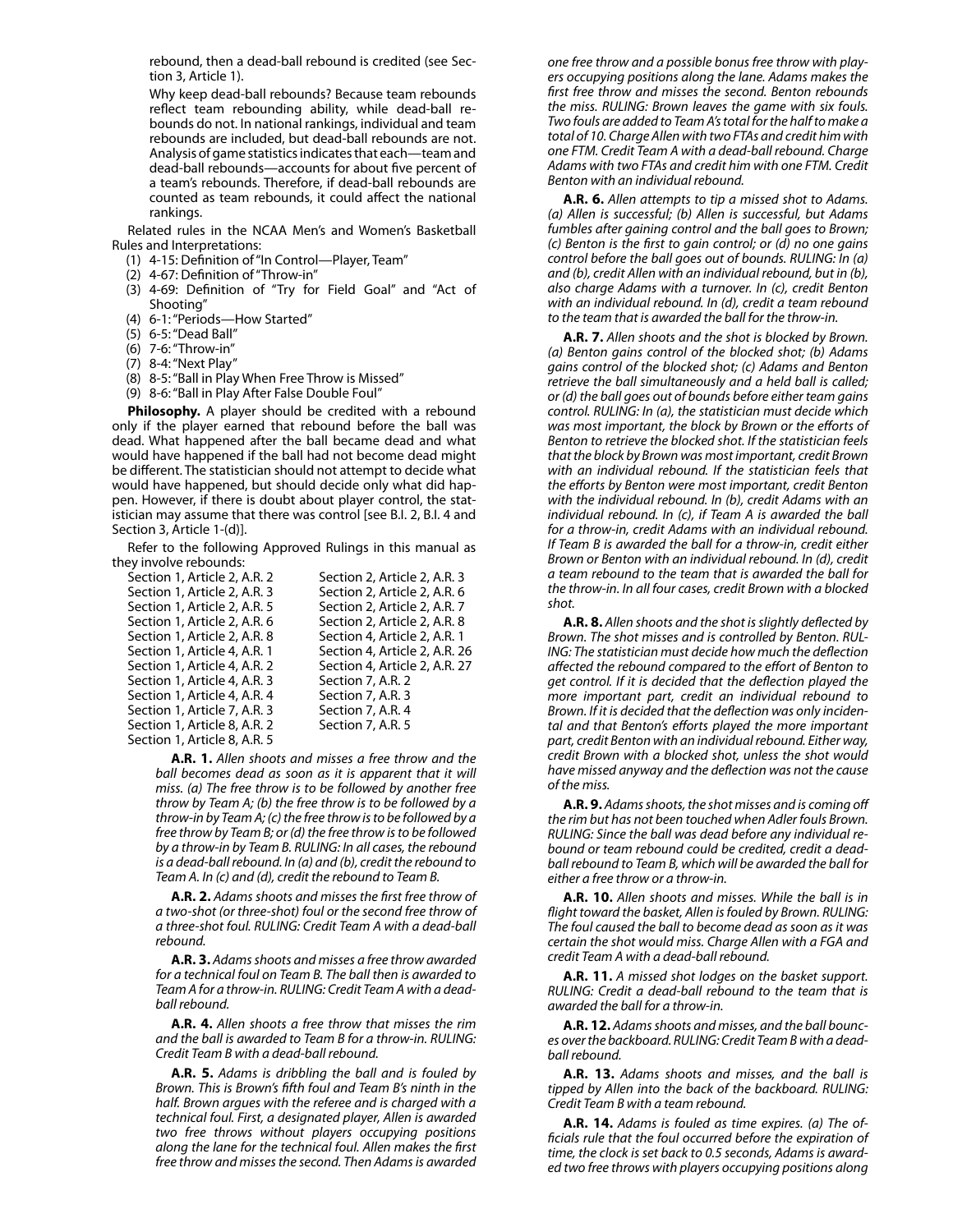rebound, then a dead-ball rebound is credited (see Section 3, Article 1).

Why keep dead-ball rebounds? Because team rebounds reflect team rebounding ability, while dead-ball rebounds do not. In national rankings, individual and team rebounds are included, but dead-ball rebounds are not. Analysis of game statistics indicates that each—team and dead-ball rebounds—accounts for about five percent of a team's rebounds. Therefore, if dead-ball rebounds are counted as team rebounds, it could affect the national rankings.

Related rules in the NCAA Men's and Women's Basketball Rules and Interpretations:

(1) 4-15: Definition of "In Control—Player, Team"
(2) 4-67: Definition of "Throw-in"
(3) 4-69: Definition of "Try for Field Goal" and "Act of Shooting"
(4) 6-1: "Periods—How Started"
(5) 6-5: "Dead Ball"
(6) 7-6: "Throw-in"
(7) 8-4: "Next Play"
(8) 8-5: "Ball in Play When Free Throw is Missed"
(9) 8-6: "Ball in Play After False Double Foul"

**Philosophy.** A player should be credited with a rebound only if the player earned that rebound before the ball was dead. What happened after the ball became dead and what would have happened if the ball had not become dead might be different. The statistician should not attempt to decide what would have happened, but should decide only what did happen. However, if there is doubt about player control, the statistician may assume that there was control [see B.I. 2, B.I. 4 and Section 3, Article 1-(d)].

Refer to the following Approved Rulings in this manual as they involve rebounds:

Section 1, Article 2, A.R. 2
Section 1, Article 2, A.R. 3
Section 1, Article 2, A.R. 5
Section 1, Article 2, A.R. 6
Section 1, Article 2, A.R. 8
Section 1, Article 4, A.R. 1
Section 1, Article 4, A.R. 2
Section 1, Article 4, A.R. 3
Section 1, Article 4, A.R. 4
Section 1, Article 7, A.R. 3
Section 1, Article 8, A.R. 2
Section 1, Article 8, A.R. 5
Section 2, Article 2, A.R. 3
Section 2, Article 2, A.R. 6
Section 2, Article 2, A.R. 7
Section 2, Article 2, A.R. 8
Section 4, Article 2, A.R. 1
Section 4, Article 2, A.R. 26
Section 4, Article 2, A.R. 27
Section 7, A.R. 2
Section 7, A.R. 3
Section 7, A.R. 4
Section 7, A.R. 5

**A.R. 1.** *Allen shoots and misses a free throw and the ball becomes dead as soon as it is apparent that it will miss. (a) The free throw is to be followed by another free throw by Team A; (b) the free throw is to be followed by a throw-in by Team A; (c) the free throw is to be followed by a free throw by Team B; or (d) the free throw is to be followed by a throw-in by Team B. RULING: In all cases, the rebound is a dead-ball rebound. In (a) and (b), credit the rebound to Team A. In (c) and (d), credit the rebound to Team B.*

**A.R. 2.** *Adams shoots and misses the first free throw of a two-shot (or three-shot) foul or the second free throw of a three-shot foul. RULING: Credit Team A with a dead-ball rebound.*

**A.R. 3.** *Adams shoots and misses a free throw awarded for a technical foul on Team B. The ball then is awarded to Team A for a throw-in. RULING: Credit Team A with a dead-ball rebound.*

**A.R. 4.** *Allen shoots a free throw that misses the rim and the ball is awarded to Team B for a throw-in. RULING: Credit Team B with a dead-ball rebound.*

**A.R. 5.** *Adams is dribbling the ball and is fouled by Brown. This is Brown's fifth foul and Team B's ninth in the half. Brown argues with the referee and is charged with a technical foul. First, a designated player, Allen is awarded two free throws without players occupying positions along the lane for the technical foul. Allen makes the first free throw and misses the second. Then Adams is awarded one free throw and a possible bonus free throw with players occupying positions along the lane. Adams makes the first free throw and misses the second. Benton rebounds the miss. RULING: Brown leaves the game with six fouls. Two fouls are added to Team A's total for the half to make a total of 10. Charge Allen with two FTAs and credit him with one FTM. Credit Team A with a dead-ball rebound. Charge Adams with two FTAs and credit him with one FTM. Credit Benton with an individual rebound.*

**A.R. 6.** *Allen attempts to tip a missed shot to Adams. (a) Allen is successful; (b) Allen is successful, but Adams fumbles after gaining control and the ball goes to Brown; (c) Benton is the first to gain control; or (d) no one gains control before the ball goes out of bounds. RULING: In (a) and (b), credit Allen with an individual rebound, but in (b), also charge Adams with a turnover. In (c), credit Benton with an individual rebound. In (d), credit a team rebound to the team that is awarded the ball for the throw-in.*

**A.R. 7.** *Allen shoots and the shot is blocked by Brown. (a) Benton gains control of the blocked shot; (b) Adams gains control of the blocked shot; (c) Adams and Benton retrieve the ball simultaneously and a held ball is called; or (d) the ball goes out of bounds before either team gains control. RULING: In (a), the statistician must decide which was most important, the block by Brown or the efforts of Benton to retrieve the blocked shot. If the statistician feels that the block by Brown was most important, credit Brown with an individual rebound. If the statistician feels that the efforts by Benton were most important, credit Benton with the individual rebound. In (b), credit Adams with an individual rebound. In (c), if Team A is awarded the ball for a throw-in, credit Adams with an individual rebound. If Team B is awarded the ball for a throw-in, credit either Brown or Benton with an individual rebound. In (d), credit a team rebound to the team that is awarded the ball for the throw-in. In all four cases, credit Brown with a blocked shot.*

**A.R. 8.** *Allen shoots and the shot is slightly deflected by Brown. The shot misses and is controlled by Benton. RULING: The statistician must decide how much the deflection affected the rebound compared to the effort of Benton to get control. If it is decided that the deflection played the more important part, credit an individual rebound to Brown. If it is decided that the deflection was only incidental and that Benton's efforts played the more important part, credit Benton with an individual rebound. Either way, credit Brown with a blocked shot, unless the shot would have missed anyway and the deflection was not the cause of the miss.*

**A.R. 9.** *Adams shoots, the shot misses and is coming off the rim but has not been touched when Adler fouls Brown. RULING: Since the ball was dead before any individual rebound or team rebound could be credited, credit a dead-ball rebound to Team B, which will be awarded the ball for either a free throw or a throw-in.*

**A.R. 10.** *Allen shoots and misses. While the ball is in flight toward the basket, Allen is fouled by Brown. RULING: The foul caused the ball to become dead as soon as it was certain the shot would miss. Charge Allen with a FGA and credit Team A with a dead-ball rebound.*

**A.R. 11.** *A missed shot lodges on the basket support. RULING: Credit a dead-ball rebound to the team that is awarded the ball for a throw-in.*

**A.R. 12.** *Adams shoots and misses, and the ball bounces over the backboard. RULING: Credit Team B with a dead-ball rebound.*

**A.R. 13.** *Adams shoots and misses, and the ball is tipped by Allen into the back of the backboard. RULING: Credit Team B with a team rebound.*

**A.R. 14.** *Adams is fouled as time expires. (a) The officials rule that the foul occurred before the expiration of time, the clock is set back to 0.5 seconds, Adams is awarded two free throws with players occupying positions along*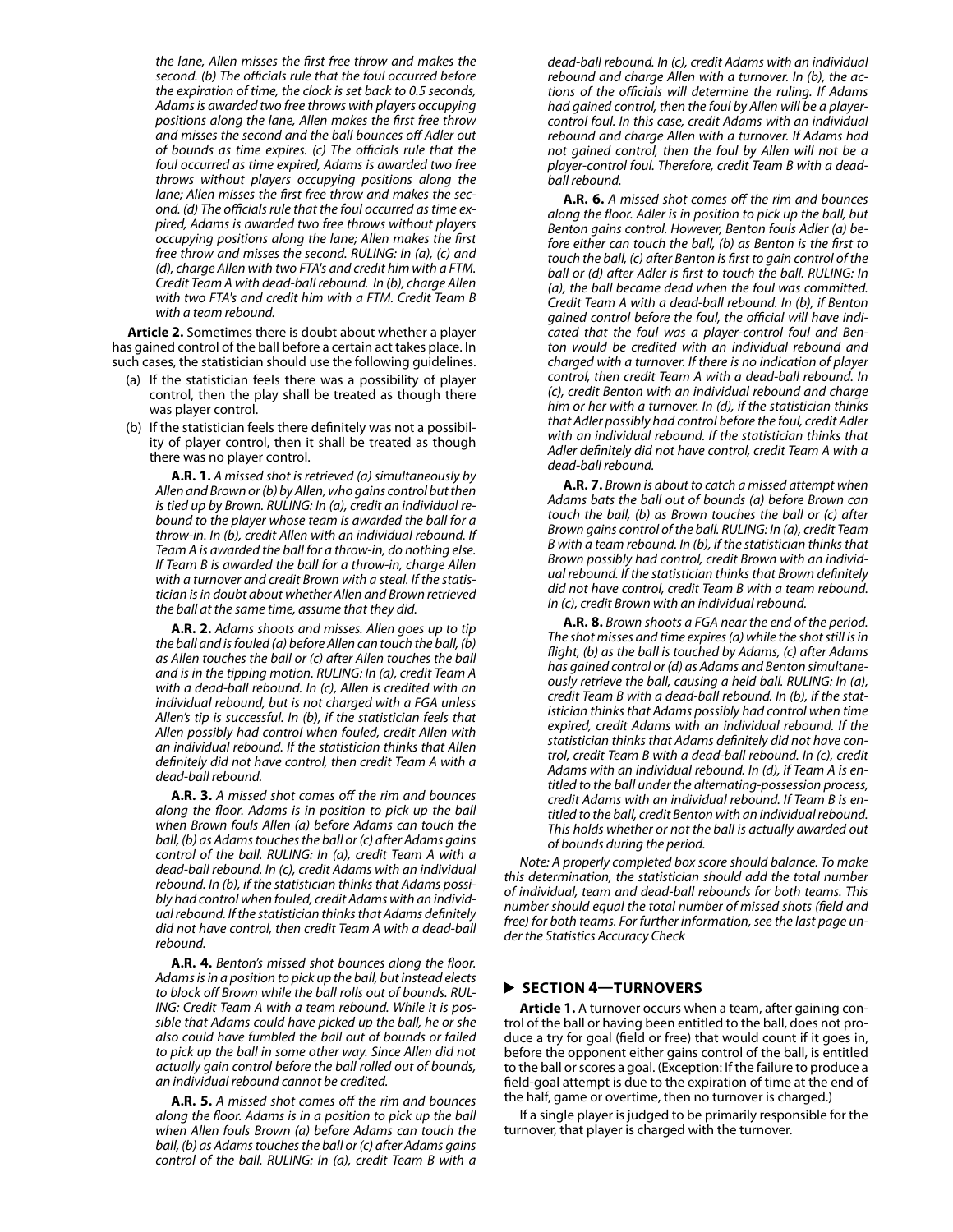*the lane, Allen misses the first free throw and makes the second. (b) The officials rule that the foul occurred before the expiration of time, the clock is set back to 0.5 seconds, Adams is awarded two free throws with players occupying positions along the lane, Allen makes the first free throw and misses the second and the ball bounces off Adler out of bounds as time expires. (c) The officials rule that the foul occurred as time expired, Adams is awarded two free throws without players occupying positions along the lane; Allen misses the first free throw and makes the second. (d) The officials rule that the foul occurred as time expired, Adams is awarded two free throws without players occupying positions along the lane; Allen makes the first free throw and misses the second. RULING: In (a), (c) and (d), charge Allen with two FTA's and credit him with a FTM. Credit Team A with dead-ball rebound. In (b), charge Allen with two FTA's and credit him with a FTM. Credit Team B with a team rebound.*

**Article 2.** Sometimes there is doubt about whether a player has gained control of the ball before a certain act takes place. In such cases, the statistician should use the following guidelines.

(a) If the statistician feels there was a possibility of player control, then the play shall be treated as though there was player control.

(b) If the statistician feels there definitely was not a possibility of player control, then it shall be treated as though there was no player control.

**A.R. 1.** *A missed shot is retrieved (a) simultaneously by Allen and Brown or (b) by Allen, who gains control but then is tied up by Brown. RULING: In (a), credit an individual rebound to the player whose team is awarded the ball for a throw-in. In (b), credit Allen with an individual rebound. If Team A is awarded the ball for a throw-in, do nothing else. If Team B is awarded the ball for a throw-in, charge Allen with a turnover and credit Brown with a steal. If the statistician is in doubt about whether Allen and Brown retrieved the ball at the same time, assume that they did.*

**A.R. 2.** *Adams shoots and misses. Allen goes up to tip the ball and is fouled (a) before Allen can touch the ball, (b) as Allen touches the ball or (c) after Allen touches the ball and is in the tipping motion. RULING: In (a), credit Team A with a dead-ball rebound. In (c), Allen is credited with an individual rebound, but is not charged with a FGA unless Allen's tip is successful. In (b), if the statistician feels that Allen possibly had control when fouled, credit Allen with an individual rebound. If the statistician thinks that Allen definitely did not have control, then credit Team A with a dead-ball rebound.*

**A.R. 3.** *A missed shot comes off the rim and bounces along the floor. Adams is in position to pick up the ball when Brown fouls Allen (a) before Adams can touch the ball, (b) as Adams touches the ball or (c) after Adams gains control of the ball. RULING: In (a), credit Team A with a dead-ball rebound. In (c), credit Adams with an individual rebound. In (b), if the statistician thinks that Adams possibly had control when fouled, credit Adams with an individual rebound. If the statistician thinks that Adams definitely did not have control, then credit Team A with a dead-ball rebound.*

**A.R. 4.** *Benton's missed shot bounces along the floor. Adams is in a position to pick up the ball, but instead elects to block off Brown while the ball rolls out of bounds. RULING: Credit Team A with a team rebound. While it is possible that Adams could have picked up the ball, he or she also could have fumbled the ball out of bounds or failed to pick up the ball in some other way. Since Allen did not actually gain control before the ball rolled out of bounds, an individual rebound cannot be credited.*

**A.R. 5.** *A missed shot comes off the rim and bounces along the floor. Adams is in a position to pick up the ball when Allen fouls Brown (a) before Adams can touch the ball, (b) as Adams touches the ball or (c) after Adams gains control of the ball. RULING: In (a), credit Team B with a dead-ball rebound. In (c), credit Adams with an individual rebound and charge Allen with a turnover. In (b), the actions of the officials will determine the ruling. If Adams had gained control, then the foul by Allen will be a player-control foul. In this case, credit Adams with an individual rebound and charge Allen with a turnover. If Adams had not gained control, then the foul by Allen will not be a player-control foul. Therefore, credit Team B with a dead-ball rebound.*

**A.R. 6.** *A missed shot comes off the rim and bounces along the floor. Adler is in position to pick up the ball, but Benton gains control. However, Benton fouls Adler (a) before either can touch the ball, (b) as Benton is the first to touch the ball, (c) after Benton is first to gain control of the ball or (d) after Adler is first to touch the ball. RULING: In (a), the ball became dead when the foul was committed. Credit Team A with a dead-ball rebound. In (b), if Benton gained control before the foul, the official will have indicated that the foul was a player-control foul and Benton would be credited with an individual rebound and charged with a turnover. If there is no indication of player control, then credit Team A with a dead-ball rebound. In (c), credit Benton with an individual rebound and charge him or her with a turnover. In (d), if the statistician thinks that Adler possibly had control before the foul, credit Adler with an individual rebound. If the statistician thinks that Adler definitely did not have control, credit Team A with a dead-ball rebound.*

**A.R. 7.** *Brown is about to catch a missed attempt when Adams bats the ball out of bounds (a) before Brown can touch the ball, (b) as Brown touches the ball or (c) after Brown gains control of the ball. RULING: In (a), credit Team B with a team rebound. In (b), if the statistician thinks that Brown possibly had control, credit Brown with an individual rebound. If the statistician thinks that Brown definitely did not have control, credit Team B with a team rebound. In (c), credit Brown with an individual rebound.*

**A.R. 8.** *Brown shoots a FGA near the end of the period. The shot misses and time expires (a) while the shot still is in flight, (b) as the ball is touched by Adams, (c) after Adams has gained control or (d) as Adams and Benton simultaneously retrieve the ball, causing a held ball. RULING: In (a), credit Team B with a dead-ball rebound. In (b), if the statistician thinks that Adams possibly had control when time expired, credit Adams with an individual rebound. If the statistician thinks that Adams definitely did not have control, credit Team B with a dead-ball rebound. In (c), credit Adams with an individual rebound. In (d), if Team A is entitled to the ball under the alternating-possession process, credit Adams with an individual rebound. If Team B is entitled to the ball, credit Benton with an individual rebound. This holds whether or not the ball is actually awarded out of bounds during the period.*

*Note: A properly completed box score should balance. To make this determination, the statistician should add the total number of individual, team and dead-ball rebounds for both teams. This number should equal the total number of missed shots (field and free) for both teams. For further information, see the last page under the Statistics Accuracy Check*

## ▶ SECTION 4—TURNOVERS

**Article 1.** A turnover occurs when a team, after gaining control of the ball or having been entitled to the ball, does not produce a try for goal (field or free) that would count if it goes in, before the opponent either gains control of the ball, is entitled to the ball or scores a goal. (Exception: If the failure to produce a field-goal attempt is due to the expiration of time at the end of the half, game or overtime, then no turnover is charged.)

If a single player is judged to be primarily responsible for the turnover, that player is charged with the turnover.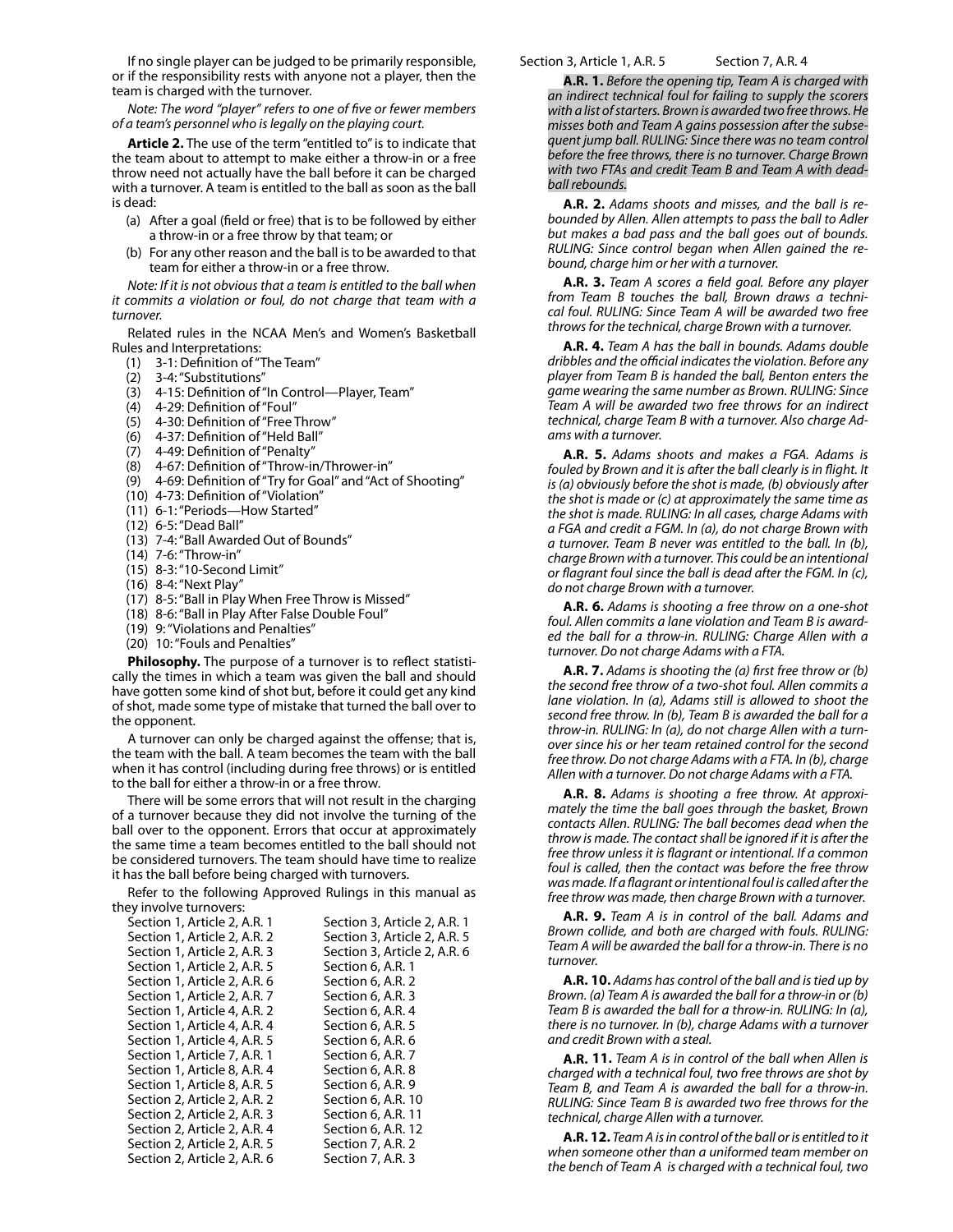If no single player can be judged to be primarily responsible, or if the responsibility rests with anyone not a player, then the team is charged with the turnover.

*Note: The word "player" refers to one of five or fewer members of a team's personnel who is legally on the playing court.*

**Article 2.** The use of the term "entitled to" is to indicate that the team about to attempt to make either a throw-in or a free throw need not actually have the ball before it can be charged with a turnover. A team is entitled to the ball as soon as the ball is dead:

(a) After a goal (field or free) that is to be followed by either a throw-in or a free throw by that team; or
(b) For any other reason and the ball is to be awarded to that team for either a throw-in or a free throw.

*Note: If it is not obvious that a team is entitled to the ball when it commits a violation or foul, do not charge that team with a turnover.*

Related rules in the NCAA Men's and Women's Basketball Rules and Interpretations:

(1) 3-1: Definition of "The Team"
(2) 3-4: "Substitutions"
(3) 4-15: Definition of "In Control—Player, Team"
(4) 4-29: Definition of "Foul"
(5) 4-30: Definition of "Free Throw"
(6) 4-37: Definition of "Held Ball"
(7) 4-49: Definition of "Penalty"
(8) 4-67: Definition of "Throw-in/Thrower-in"
(9) 4-69: Definition of "Try for Goal" and "Act of Shooting"
(10) 4-73: Definition of "Violation"
(11) 6-1: "Periods—How Started"
(12) 6-5: "Dead Ball"
(13) 7-4: "Ball Awarded Out of Bounds"
(14) 7-6: "Throw-in"
(15) 8-3: "10-Second Limit"
(16) 8-4: "Next Play"
(17) 8-5: "Ball in Play When Free Throw is Missed"
(18) 8-6: "Ball in Play After False Double Foul"
(19) 9: "Violations and Penalties"
(20) 10: "Fouls and Penalties"

**Philosophy.** The purpose of a turnover is to reflect statistically the times in which a team was given the ball and should have gotten some kind of shot but, before it could get any kind of shot, made some type of mistake that turned the ball over to the opponent.

A turnover can only be charged against the offense; that is, the team with the ball. A team becomes the team with the ball when it has control (including during free throws) or is entitled to the ball for either a throw-in or a free throw.

There will be some errors that will not result in the charging of a turnover because they did not involve the turning of the ball over to the opponent. Errors that occur at approximately the same time a team becomes entitled to the ball should not be considered turnovers. The team should have time to realize it has the ball before being charged with turnovers.

Refer to the following Approved Rulings in this manual as they involve turnovers:

| | |
|---|---|
| Section 1, Article 2, A.R. 1 | Section 3, Article 2, A.R. 1 |
| Section 1, Article 2, A.R. 2 | Section 3, Article 2, A.R. 5 |
| Section 1, Article 2, A.R. 3 | Section 3, Article 2, A.R. 6 |
| Section 1, Article 2, A.R. 5 | Section 6, A.R. 1 |
| Section 1, Article 2, A.R. 6 | Section 6, A.R. 2 |
| Section 1, Article 2, A.R. 7 | Section 6, A.R. 3 |
| Section 1, Article 4, A.R. 2 | Section 6, A.R. 4 |
| Section 1, Article 4, A.R. 4 | Section 6, A.R. 5 |
| Section 1, Article 4, A.R. 5 | Section 6, A.R. 6 |
| Section 1, Article 7, A.R. 1 | Section 6, A.R. 7 |
| Section 1, Article 8, A.R. 4 | Section 6, A.R. 8 |
| Section 1, Article 8, A.R. 5 | Section 6, A.R. 9 |
| Section 2, Article 2, A.R. 2 | Section 6, A.R. 10 |
| Section 2, Article 2, A.R. 3 | Section 6, A.R. 11 |
| Section 2, Article 2, A.R. 4 | Section 6, A.R. 12 |
| Section 2, Article 2, A.R. 5 | Section 7, A.R. 2 |
| Section 2, Article 2, A.R. 6 | Section 7, A.R. 3 |
| Section 3, Article 1, A.R. 5 | Section 7, A.R. 4 |

**A.R. 1.** *Before the opening tip, Team A is charged with an indirect technical foul for failing to supply the scorers with a list of starters. Brown is awarded two free throws. He misses both and Team A gains possession after the subsequent jump ball. RULING: Since there was no team control before the free throws, there is no turnover. Charge Brown with two FTAs and credit Team B and Team A with dead-ball rebounds.*

**A.R. 2.** *Adams shoots and misses, and the ball is rebounded by Allen. Allen attempts to pass the ball to Adler but makes a bad pass and the ball goes out of bounds. RULING: Since control began when Allen gained the rebound, charge him or her with a turnover.*

**A.R. 3.** *Team A scores a field goal. Before any player from Team B touches the ball, Brown draws a technical foul. RULING: Since Team A will be awarded two free throws for the technical, charge Brown with a turnover.*

**A.R. 4.** *Team A has the ball in bounds. Adams double dribbles and the official indicates the violation. Before any player from Team B is handed the ball, Benton enters the game wearing the same number as Brown. RULING: Since Team A will be awarded two free throws for an indirect technical, charge Team B with a turnover. Also charge Adams with a turnover.*

**A.R. 5.** *Adams shoots and makes a FGA. Adams is fouled by Brown and it is after the ball clearly is in flight. It is (a) obviously before the shot is made, (b) obviously after the shot is made or (c) at approximately the same time as the shot is made. RULING: In all cases, charge Adams with a FGA and credit a FGM. In (a), do not charge Brown with a turnover. Team B never was entitled to the ball. In (b), charge Brown with a turnover. This could be an intentional or flagrant foul since the ball is dead after the FGM. In (c), do not charge Brown with a turnover.*

**A.R. 6.** *Adams is shooting a free throw on a one-shot foul. Allen commits a lane violation and Team B is awarded the ball for a throw-in. RULING: Charge Allen with a turnover. Do not charge Adams with a FTA.*

**A.R. 7.** *Adams is shooting the (a) first free throw or (b) the second free throw of a two-shot foul. Allen commits a lane violation. In (a), Adams still is allowed to shoot the second free throw. In (b), Team B is awarded the ball for a throw-in. RULING: In (a), do not charge Allen with a turnover since his or her team retained control for the second free throw. Do not charge Adams with a FTA. In (b), charge Allen with a turnover. Do not charge Adams with a FTA.*

**A.R. 8.** *Adams is shooting a free throw. At approximately the time the ball goes through the basket, Brown contacts Allen. RULING: The ball becomes dead when the throw is made. The contact shall be ignored if it is after the free throw unless it is flagrant or intentional. If a common foul is called, then the contact was before the free throw was made. If a flagrant or intentional foul is called after the free throw was made, then charge Brown with a turnover.*

**A.R. 9.** *Team A is in control of the ball. Adams and Brown collide, and both are charged with fouls. RULING: Team A will be awarded the ball for a throw-in. There is no turnover.*

**A.R. 10.** *Adams has control of the ball and is tied up by Brown. (a) Team A is awarded the ball for a throw-in or (b) Team B is awarded the ball for a throw-in. RULING: In (a), there is no turnover. In (b), charge Adams with a turnover and credit Brown with a steal.*

**A.R. 11.** *Team A is in control of the ball when Allen is charged with a technical foul, two free throws are shot by Team B, and Team A is awarded the ball for a throw-in. RULING: Since Team B is awarded two free throws for the technical, charge Allen with a turnover.*

**A.R. 12.** *Team A is in control of the ball or is entitled to it when someone other than a uniformed team member on the bench of Team A is charged with a technical foul, two*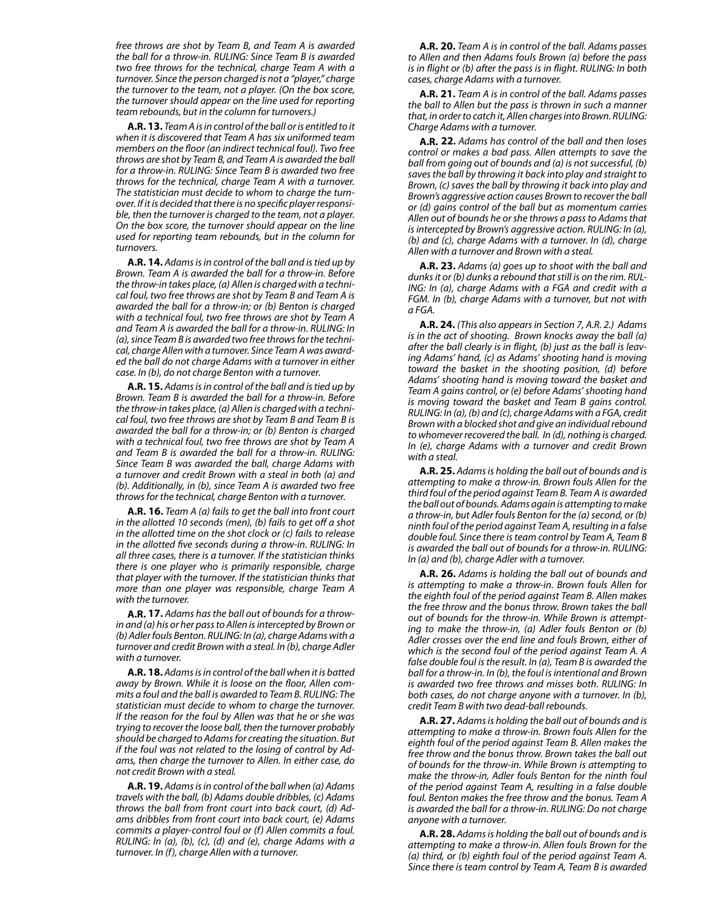*free throws are shot by Team B, and Team A is awarded the ball for a throw-in. RULING: Since Team B is awarded two free throws for the technical, charge Team A with a turnover. Since the person charged is not a "player," charge the turnover to the team, not a player. (On the box score, the turnover should appear on the line used for reporting team rebounds, but in the column for turnovers.)*

**A.R. 13.** *Team A is in control of the ball or is entitled to it when it is discovered that Team A has six uniformed team members on the floor (an indirect technical foul). Two free throws are shot by Team B, and Team A is awarded the ball for a throw-in. RULING: Since Team B is awarded two free throws for the technical, charge Team A with a turnover. The statistician must decide to whom to charge the turnover. If it is decided that there is no specific player responsible, then the turnover is charged to the team, not a player. On the box score, the turnover should appear on the line used for reporting team rebounds, but in the column for turnovers.*

**A.R. 14.** *Adams is in control of the ball and is tied up by Brown. Team A is awarded the ball for a throw-in. Before the throw-in takes place, (a) Allen is charged with a technical foul, two free throws are shot by Team B and Team A is awarded the ball for a throw-in; or (b) Benton is charged with a technical foul, two free throws are shot by Team A and Team A is awarded the ball for a throw-in. RULING: In (a), since Team B is awarded two free throws for the technical, charge Allen with a turnover. Since Team A was awarded the ball do not charge Adams with a turnover in either case. In (b), do not charge Benton with a turnover.*

**A.R. 15.** *Adams is in control of the ball and is tied up by Brown. Team B is awarded the ball for a throw-in. Before the throw-in takes place, (a) Allen is charged with a technical foul, two free throws are shot by Team B and Team B is awarded the ball for a throw-in; or (b) Benton is charged with a technical foul, two free throws are shot by Team A and Team B is awarded the ball for a throw-in. RULING: Since Team B was awarded the ball, charge Adams with a turnover and credit Brown with a steal in both (a) and (b). Additionally, in (b), since Team A is awarded two free throws for the technical, charge Benton with a turnover.*

**A.R. 16.** *Team A (a) fails to get the ball into front court in the allotted 10 seconds (men), (b) fails to get off a shot in the allotted time on the shot clock or (c) fails to release in the allotted five seconds during a throw-in. RULING: In all three cases, there is a turnover. If the statistician thinks there is one player who is primarily responsible, charge that player with the turnover. If the statistician thinks that more than one player was responsible, charge Team A with the turnover.*

**A.R. 17.** *Adams has the ball out of bounds for a throw-in and (a) his or her pass to Allen is intercepted by Brown or (b) Adler fouls Benton. RULING: In (a), charge Adams with a turnover and credit Brown with a steal. In (b), charge Adler with a turnover.*

**A.R. 18.** *Adams is in control of the ball when it is batted away by Brown. While it is loose on the floor, Allen commits a foul and the ball is awarded to Team B. RULING: The statistician must decide to whom to charge the turnover. If the reason for the foul by Allen was that he or she was trying to recover the loose ball, then the turnover probably should be charged to Adams for creating the situation. But if the foul was not related to the losing of control by Adams, then charge the turnover to Allen. In either case, do not credit Brown with a steal.*

**A.R. 19.** *Adams is in control of the ball when (a) Adams travels with the ball, (b) Adams double dribbles, (c) Adams throws the ball from front court into back court, (d) Adams dribbles from front court into back court, (e) Adams commits a player-control foul or (f) Allen commits a foul. RULING: In (a), (b), (c), (d) and (e), charge Adams with a turnover. In (f), charge Allen with a turnover.*

**A.R. 20.** *Team A is in control of the ball. Adams passes to Allen and then Adams fouls Brown (a) before the pass is in flight or (b) after the pass is in flight. RULING: In both cases, charge Adams with a turnover.*

**A.R. 21.** *Team A is in control of the ball. Adams passes the ball to Allen but the pass is thrown in such a manner that, in order to catch it, Allen charges into Brown. RULING: Charge Adams with a turnover.*

**A.R. 22.** *Adams has control of the ball and then loses control or makes a bad pass. Allen attempts to save the ball from going out of bounds and (a) is not successful, (b) saves the ball by throwing it back into play and straight to Brown, (c) saves the ball by throwing it back into play and Brown's aggressive action causes Brown to recover the ball or (d) gains control of the ball but as momentum carries Allen out of bounds he or she throws a pass to Adams that is intercepted by Brown's aggressive action. RULING: In (a), (b) and (c), charge Adams with a turnover. In (d), charge Allen with a turnover and Brown with a steal.*

**A.R. 23.** *Adams (a) goes up to shoot with the ball and dunks it or (b) dunks a rebound that still is on the rim. RULING: In (a), charge Adams with a FGA and credit with a FGM. In (b), charge Adams with a turnover, but not with a FGA.*

**A.R. 24.** *(This also appears in Section 7, A.R. 2.) Adams is in the act of shooting. Brown knocks away the ball (a) after the ball clearly is in flight, (b) just as the ball is leaving Adams' hand, (c) as Adams' shooting hand is moving toward the basket in the shooting position, (d) before Adams' shooting hand is moving toward the basket and Team A gains control, or (e) before Adams' shooting hand is moving toward the basket and Team B gains control. RULING: In (a), (b) and (c), charge Adams with a FGA, credit Brown with a blocked shot and give an individual rebound to whomever recovered the ball. In (d), nothing is charged. In (e), charge Adams with a turnover and credit Brown with a steal.*

**A.R. 25.** *Adams is holding the ball out of bounds and is attempting to make a throw-in. Brown fouls Allen for the third foul of the period against Team B. Team A is awarded the ball out of bounds. Adams again is attempting to make a throw-in, but Adler fouls Benton for the (a) second, or (b) ninth foul of the period against Team A, resulting in a false double foul. Since there is team control by Team A, Team B is awarded the ball out of bounds for a throw-in. RULING: In (a) and (b), charge Adler with a turnover.*

**A.R. 26.** *Adams is holding the ball out of bounds and is attempting to make a throw-in. Brown fouls Allen for the eighth foul of the period against Team B. Allen makes the free throw and the bonus throw. Brown takes the ball out of bounds for the throw-in. While Brown is attempting to make the throw-in, (a) Adler fouls Benton or (b) Adler crosses over the end line and fouls Brown, either of which is the second foul of the period against Team A. A false double foul is the result. In (a), Team B is awarded the ball for a throw-in. In (b), the foul is intentional and Brown is awarded two free throws and misses both. RULING: In both cases, do not charge anyone with a turnover. In (b), credit Team B with two dead-ball rebounds.*

**A.R. 27.** *Adams is holding the ball out of bounds and is attempting to make a throw-in. Brown fouls Allen for the eighth foul of the period against Team B. Allen makes the free throw and the bonus throw. Brown takes the ball out of bounds for the throw-in. While Brown is attempting to make the throw-in, Adler fouls Benton for the ninth foul of the period against Team A, resulting in a false double foul. Benton makes the free throw and the bonus. Team A is awarded the ball for a throw-in. RULING: Do not charge anyone with a turnover.*

**A.R. 28.** *Adams is holding the ball out of bounds and is attempting to make a throw-in. Allen fouls Brown for the (a) third, or (b) eighth foul of the period against Team A. Since there is team control by Team A, Team B is awarded*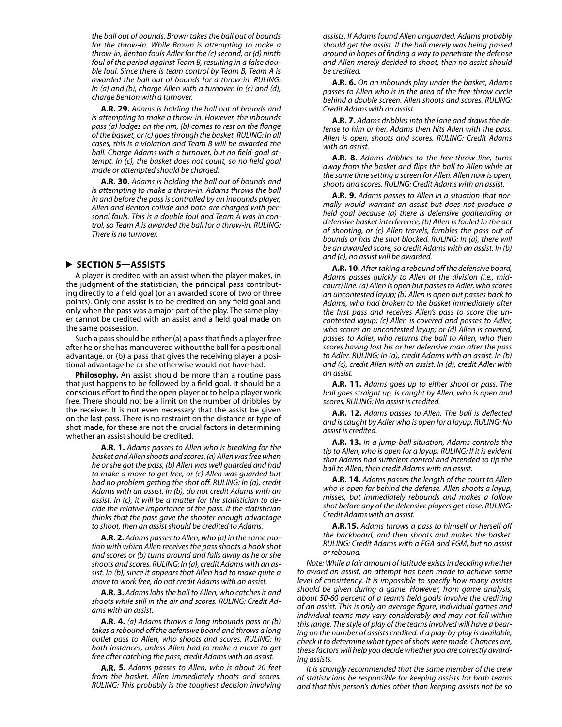*the ball out of bounds. Brown takes the ball out of bounds for the throw-in. While Brown is attempting to make a throw-in, Benton fouls Adler for the (c) second, or (d) ninth foul of the period against Team B, resulting in a false double foul. Since there is team control by Team B, Team A is awarded the ball out of bounds for a throw-in. RULING: In (a) and (b), charge Allen with a turnover. In (c) and (d), charge Benton with a turnover.*

**A.R. 29.** *Adams is holding the ball out of bounds and is attempting to make a throw-in. However, the inbounds pass (a) lodges on the rim, (b) comes to rest on the flange of the basket, or (c) goes through the basket. RULING: In all cases, this is a violation and Team B will be awarded the ball. Charge Adams with a turnover, but no field-goal attempt. In (c), the basket does not count, so no field goal made or attempted should be charged.*

**A.R. 30.** *Adams is holding the ball out of bounds and is attempting to make a throw-in. Adams throws the ball in and before the pass is controlled by an inbounds player, Allen and Benton collide and both are charged with personal fouls. This is a double foul and Team A was in control, so Team A is awarded the ball for a throw-in. RULING: There is no turnover.*

## ▶ SECTION 5—ASSISTS

A player is credited with an assist when the player makes, in the judgment of the statistician, the principal pass contributing directly to a field goal (or an awarded score of two or three points). Only one assist is to be credited on any field goal and only when the pass was a major part of the play. The same player cannot be credited with an assist and a field goal made on the same possession.

Such a pass should be either (a) a pass that finds a player free after he or she has maneuvered without the ball for a positional advantage, or (b) a pass that gives the receiving player a positional advantage he or she otherwise would not have had.

**Philosophy.** An assist should be more than a routine pass that just happens to be followed by a field goal. It should be a conscious effort to find the open player or to help a player work free. There should not be a limit on the number of dribbles by the receiver. It is not even necessary that the assist be given on the last pass. There is no restraint on the distance or type of shot made, for these are not the crucial factors in determining whether an assist should be credited.

**A.R. 1.** *Adams passes to Allen who is breaking for the basket and Allen shoots and scores. (a) Allen was free when he or she got the pass, (b) Allen was well guarded and had to make a move to get free, or (c) Allen was guarded but had no problem getting the shot off. RULING: In (a), credit Adams with an assist. In (b), do not credit Adams with an assist. In (c), it will be a matter for the statistician to decide the relative importance of the pass. If the statistician thinks that the pass gave the shooter enough advantage to shoot, then an assist should be credited to Adams.*

**A.R. 2.** *Adams passes to Allen, who (a) in the same motion with which Allen receives the pass shoots a hook shot and scores or (b) turns around and falls away as he or she shoots and scores. RULING: In (a), credit Adams with an assist. In (b), since it appears that Allen had to make quite a move to work free, do not credit Adams with an assist.*

**A.R. 3.** *Adams lobs the ball to Allen, who catches it and shoots while still in the air and scores. RULING: Credit Adams with an assist.*

**A.R. 4.** *(a) Adams throws a long inbounds pass or (b) takes a rebound off the defensive board and throws a long outlet pass to Allen, who shoots and scores. RULING: In both instances, unless Allen had to make a move to get free after catching the pass, credit Adams with an assist.*

**A.R. 5.** *Adams passes to Allen, who is about 20 feet from the basket. Allen immediately shoots and scores. RULING: This probably is the toughest decision involving assists. If Adams found Allen unguarded, Adams probably should get the assist. If the ball merely was being passed around in hopes of finding a way to penetrate the defense and Allen merely decided to shoot, then no assist should be credited.*

**A.R. 6.** *On an inbounds play under the basket, Adams passes to Allen who is in the area of the free-throw circle behind a double screen. Allen shoots and scores. RULING: Credit Adams with an assist.*

**A.R. 7.** *Adams dribbles into the lane and draws the defense to him or her. Adams then hits Allen with the pass. Allen is open, shoots and scores. RULING: Credit Adams with an assist.*

**A.R. 8.** *Adams dribbles to the free-throw line, turns away from the basket and flips the ball to Allen while at the same time setting a screen for Allen. Allen now is open, shoots and scores. RULING: Credit Adams with an assist.*

**A.R. 9.** *Adams passes to Allen in a situation that normally would warrant an assist but does not produce a field goal because (a) there is defensive goaltending or defensive basket interference, (b) Allen is fouled in the act of shooting, or (c) Allen travels, fumbles the pass out of bounds or has the shot blocked. RULING: In (a), there will be an awarded score, so credit Adams with an assist. In (b) and (c), no assist will be awarded.*

**A.R. 10.** *After taking a rebound off the defensive board, Adams passes quickly to Allen at the division (i.e., mid-court) line. (a) Allen is open but passes to Adler, who scores an uncontested layup; (b) Allen is open but passes back to Adams, who had broken to the basket immediately after the first pass and receives Allen's pass to score the uncontested layup; (c) Allen is covered and passes to Adler, who scores an uncontested layup; or (d) Allen is covered, passes to Adler, who returns the ball to Allen, who then scores having lost his or her defensive man after the pass to Adler. RULING: In (a), credit Adams with an assist. In (b) and (c), credit Allen with an assist. In (d), credit Adler with an assist.*

**A.R. 11.** *Adams goes up to either shoot or pass. The ball goes straight up, is caught by Allen, who is open and scores. RULING: No assist is credited.*

**A.R. 12.** *Adams passes to Allen. The ball is deflected and is caught by Adler who is open for a layup. RULING: No assist is credited.*

**A.R. 13.** *In a jump-ball situation, Adams controls the tip to Allen, who is open for a layup. RULING: If it is evident that Adams had sufficient control and intended to tip the ball to Allen, then credit Adams with an assist.*

**A.R. 14.** *Adams passes the length of the court to Allen who is open far behind the defense. Allen shoots a layup, misses, but immediately rebounds and makes a follow shot before any of the defensive players get close. RULING: Credit Adams with an assist.*

**A.R.15.** *Adams throws a pass to himself or herself off the backboard, and then shoots and makes the basket. RULING: Credit Adams with a FGA and FGM, but no assist or rebound.*

*Note: While a fair amount of latitude exists in deciding whether to award an assist, an attempt has been made to achieve some level of consistency. It is impossible to specify how many assists should be given during a game. However, from game analysis, about 50-60 percent of a team's field goals involve the crediting of an assist. This is only an average figure; individual games and individual teams may vary considerably and may not fall within this range. The style of play of the teams involved will have a bearing on the number of assists credited. If a play-by-play is available, check it to determine what types of shots were made. Chances are, these factors will help you decide whether you are correctly awarding assists.*

*It is strongly recommended that the same member of the crew of statisticians be responsible for keeping assists for both teams and that this person's duties other than keeping assists not be so*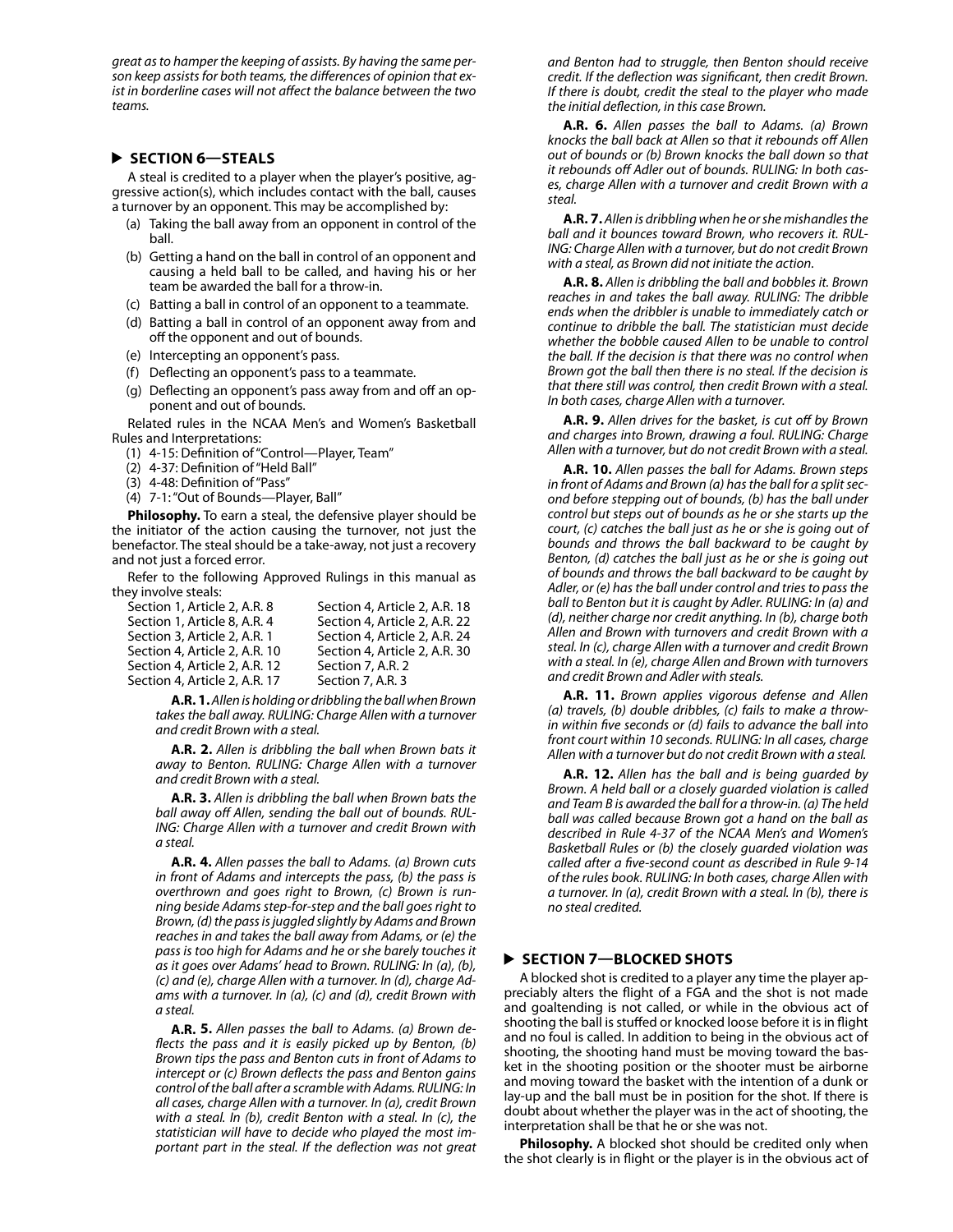*great as to hamper the keeping of assists. By having the same person keep assists for both teams, the differences of opinion that exist in borderline cases will not affect the balance between the two teams.*

## SECTION 6—STEALS

A steal is credited to a player when the player's positive, aggressive action(s), which includes contact with the ball, causes a turnover by an opponent. This may be accomplished by:

(a) Taking the ball away from an opponent in control of the ball.
(b) Getting a hand on the ball in control of an opponent and causing a held ball to be called, and having his or her team be awarded the ball for a throw-in.
(c) Batting a ball in control of an opponent to a teammate.
(d) Batting a ball in control of an opponent away from and off the opponent and out of bounds.
(e) Intercepting an opponent's pass.
(f) Deflecting an opponent's pass to a teammate.
(g) Deflecting an opponent's pass away from and off an opponent and out of bounds.

Related rules in the NCAA Men's and Women's Basketball Rules and Interpretations:

(1) 4-15: Definition of "Control—Player, Team"
(2) 4-37: Definition of "Held Ball"
(3) 4-48: Definition of "Pass"
(4) 7-1: "Out of Bounds—Player, Ball"

**Philosophy.** To earn a steal, the defensive player should be the initiator of the action causing the turnover, not just the benefactor. The steal should be a take-away, not just a recovery and not just a forced error.

Refer to the following Approved Rulings in this manual as they involve steals:

| | |
|---|---|
| Section 1, Article 2, A.R. 8 | Section 4, Article 2, A.R. 18 |
| Section 1, Article 8, A.R. 4 | Section 4, Article 2, A.R. 22 |
| Section 3, Article 2, A.R. 1 | Section 4, Article 2, A.R. 24 |
| Section 4, Article 2, A.R. 10 | Section 4, Article 2, A.R. 30 |
| Section 4, Article 2, A.R. 12 | Section 7, A.R. 2 |
| Section 4, Article 2, A.R. 17 | Section 7, A.R. 3 |

**A.R. 1.** *Allen is holding or dribbling the ball when Brown takes the ball away. RULING: Charge Allen with a turnover and credit Brown with a steal.*

**A.R. 2.** *Allen is dribbling the ball when Brown bats it away to Benton. RULING: Charge Allen with a turnover and credit Brown with a steal.*

**A.R. 3.** *Allen is dribbling the ball when Brown bats the ball away off Allen, sending the ball out of bounds. RULING: Charge Allen with a turnover and credit Brown with a steal.*

**A.R. 4.** *Allen passes the ball to Adams. (a) Brown cuts in front of Adams and intercepts the pass, (b) the pass is overthrown and goes right to Brown, (c) Brown is running beside Adams step-for-step and the ball goes right to Brown, (d) the pass is juggled slightly by Adams and Brown reaches in and takes the ball away from Adams, or (e) the pass is too high for Adams and he or she barely touches it as it goes over Adams' head to Brown. RULING: In (a), (b), (c) and (e), charge Allen with a turnover. In (d), charge Adams with a turnover. In (a), (c) and (d), credit Brown with a steal.*

**A.R. 5.** *Allen passes the ball to Adams. (a) Brown deflects the pass and it is easily picked up by Benton, (b) Brown tips the pass and Benton cuts in front of Adams to intercept or (c) Brown deflects the pass and Benton gains control of the ball after a scramble with Adams. RULING: In all cases, charge Allen with a turnover. In (a), credit Brown with a steal. In (b), credit Benton with a steal. In (c), the statistician will have to decide who played the most important part in the steal. If the deflection was not great and Benton had to struggle, then Benton should receive credit. If the deflection was significant, then credit Brown. If there is doubt, credit the steal to the player who made the initial deflection, in this case Brown.*

**A.R. 6.** *Allen passes the ball to Adams. (a) Brown knocks the ball back at Allen so that it rebounds off Allen out of bounds or (b) Brown knocks the ball down so that it rebounds off Adler out of bounds. RULING: In both cases, charge Allen with a turnover and credit Brown with a steal.*

**A.R. 7.** *Allen is dribbling when he or she mishandles the ball and it bounces toward Brown, who recovers it. RULING: Charge Allen with a turnover, but do not credit Brown with a steal, as Brown did not initiate the action.*

**A.R. 8.** *Allen is dribbling the ball and bobbles it. Brown reaches in and takes the ball away. RULING: The dribble ends when the dribbler is unable to immediately catch or continue to dribble the ball. The statistician must decide whether the bobble caused Allen to be unable to control the ball. If the decision is that there was no control when Brown got the ball then there is no steal. If the decision is that there still was control, then credit Brown with a steal. In both cases, charge Allen with a turnover.*

**A.R. 9.** *Allen drives for the basket, is cut off by Brown and charges into Brown, drawing a foul. RULING: Charge Allen with a turnover, but do not credit Brown with a steal.*

**A.R. 10.** *Allen passes the ball for Adams. Brown steps in front of Adams and Brown (a) has the ball for a split second before stepping out of bounds, (b) has the ball under control but steps out of bounds as he or she starts up the court, (c) catches the ball just as he or she is going out of bounds and throws the ball backward to be caught by Benton, (d) catches the ball just as he or she is going out of bounds and throws the ball backward to be caught by Adler, or (e) has the ball under control and tries to pass the ball to Benton but it is caught by Adler. RULING: In (a) and (d), neither charge nor credit anything. In (b), charge both Allen and Brown with turnovers and credit Brown with a steal. In (c), charge Allen with a turnover and credit Brown with a steal. In (e), charge Allen and Brown with turnovers and credit Brown and Adler with steals.*

**A.R. 11.** *Brown applies vigorous defense and Allen (a) travels, (b) double dribbles, (c) fails to make a throw-in within five seconds or (d) fails to advance the ball into front court within 10 seconds. RULING: In all cases, charge Allen with a turnover but do not credit Brown with a steal.*

**A.R. 12.** *Allen has the ball and is being guarded by Brown. A held ball or a closely guarded violation is called and Team B is awarded the ball for a throw-in. (a) The held ball was called because Brown got a hand on the ball as described in Rule 4-37 of the NCAA Men's and Women's Basketball Rules or (b) the closely guarded violation was called after a five-second count as described in Rule 9-14 of the rules book. RULING: In both cases, charge Allen with a turnover. In (a), credit Brown with a steal. In (b), there is no steal credited.*

## SECTION 7—BLOCKED SHOTS

A blocked shot is credited to a player any time the player appreciably alters the flight of a FGA and the shot is not made and goaltending is not called, or while in the obvious act of shooting the ball is stuffed or knocked loose before it is in flight and no foul is called. In addition to being in the obvious act of shooting, the shooting hand must be moving toward the basket in the shooting position or the shooter must be airborne and moving toward the basket with the intention of a dunk or lay-up and the ball must be in position for the shot. If there is doubt about whether the player was in the act of shooting, the interpretation shall be that he or she was not.

**Philosophy.** A blocked shot should be credited only when the shot clearly is in flight or the player is in the obvious act of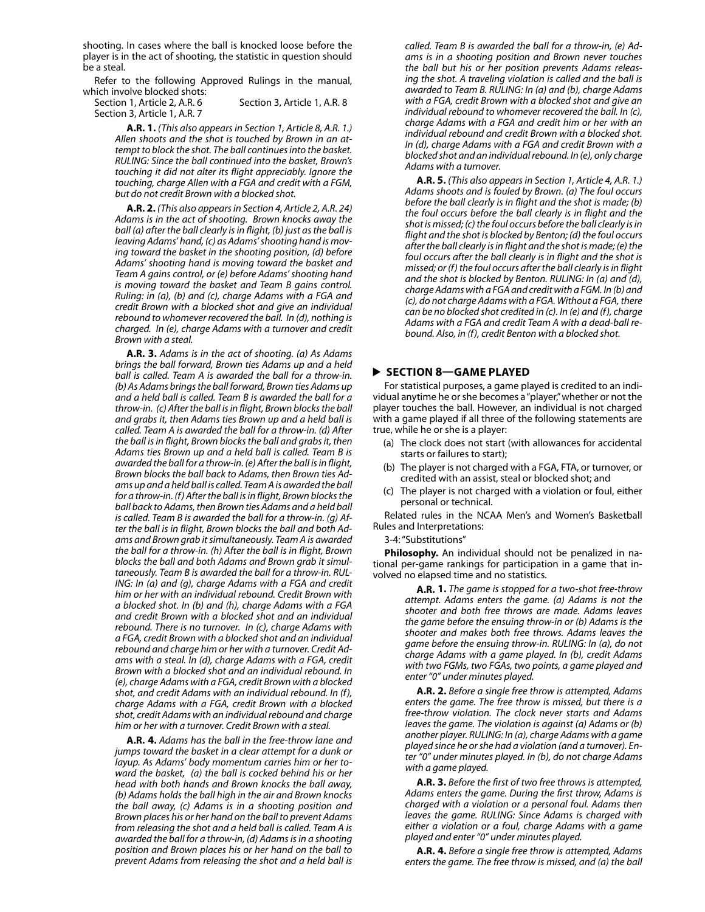shooting. In cases where the ball is knocked loose before the player is in the act of shooting, the statistic in question should be a steal.

Refer to the following Approved Rulings in the manual, which involve blocked shots:

Section 1, Article 2, A.R. 6 Section 3, Article 1, A.R. 8
Section 3, Article 1, A.R. 7

**A.R. 1.** *(This also appears in Section 1, Article 8, A.R. 1.) Allen shoots and the shot is touched by Brown in an attempt to block the shot. The ball continues into the basket. RULING: Since the ball continued into the basket, Brown's touching it did not alter its flight appreciably. Ignore the touching, charge Allen with a FGA and credit with a FGM, but do not credit Brown with a blocked shot.*

**A.R. 2.** *(This also appears in Section 4, Article 2, A.R. 24) Adams is in the act of shooting. Brown knocks away the ball (a) after the ball clearly is in flight, (b) just as the ball is leaving Adams' hand, (c) as Adams' shooting hand is moving toward the basket in the shooting position, (d) before Adams' shooting hand is moving toward the basket and Team A gains control, or (e) before Adams' shooting hand is moving toward the basket and Team B gains control. Ruling: in (a), (b) and (c), charge Adams with a FGA and credit Brown with a blocked shot and give an individual rebound to whomever recovered the ball. In (d), nothing is charged. In (e), charge Adams with a turnover and credit Brown with a steal.*

**A.R. 3.** *Adams is in the act of shooting. (a) As Adams brings the ball forward, Brown ties Adams up and a held ball is called. Team A is awarded the ball for a throw-in. (b) As Adams brings the ball forward, Brown ties Adams up and a held ball is called. Team B is awarded the ball for a throw-in. (c) After the ball is in flight, Brown blocks the ball and grabs it, then Adams ties Brown up and a held ball is called. Team A is awarded the ball for a throw-in. (d) After the ball is in flight, Brown blocks the ball and grabs it, then Adams ties Brown up and a held ball is called. Team B is awarded the ball for a throw-in. (e) After the ball is in flight, Brown blocks the ball back to Adams, then Brown ties Adams up and a held ball is called. Team A is awarded the ball for a throw-in. (f) After the ball is in flight, Brown blocks the ball back to Adams, then Brown ties Adams and a held ball is called. Team B is awarded the ball for a throw-in. (g) After the ball is in flight, Brown blocks the ball and both Adams and Brown grab it simultaneously. Team A is awarded the ball for a throw-in. (h) After the ball is in flight, Brown blocks the ball and both Adams and Brown grab it simultaneously. Team B is awarded the ball for a throw-in. RULING: In (a) and (g), charge Adams with a FGA and credit him or her with an individual rebound. Credit Brown with a blocked shot. In (b) and (h), charge Adams with a FGA and credit Brown with a blocked shot and an individual rebound. There is no turnover. In (c), charge Adams with a FGA, credit Brown with a blocked shot and an individual rebound and charge him or her with a turnover. Credit Adams with a steal. In (d), charge Adams with a FGA, credit Brown with a blocked shot and an individual rebound. In (e), charge Adams with a FGA, credit Brown with a blocked shot, and credit Adams with an individual rebound. In (f), charge Adams with a FGA, credit Brown with a blocked shot, credit Adams with an individual rebound and charge him or her with a turnover. Credit Brown with a steal.*

**A.R. 4.** *Adams has the ball in the free-throw lane and jumps toward the basket in a clear attempt for a dunk or layup. As Adams' body momentum carries him or her toward the basket, (a) the ball is cocked behind his or her head with both hands and Brown knocks the ball away, (b) Adams holds the ball high in the air and Brown knocks the ball away, (c) Adams is in a shooting position and Brown places his or her hand on the ball to prevent Adams from releasing the shot and a held ball is called. Team A is awarded the ball for a throw-in, (d) Adams is in a shooting position and Brown places his or her hand on the ball to prevent Adams from releasing the shot and a held ball is called. Team B is awarded the ball for a throw-in, (e) Adams is in a shooting position and Brown never touches the ball but his or her position prevents Adams releasing the shot. A traveling violation is called and the ball is awarded to Team B. RULING: In (a) and (b), charge Adams with a FGA, credit Brown with a blocked shot and give an individual rebound to whomever recovered the ball. In (c), charge Adams with a FGA and credit him or her with an individual rebound and credit Brown with a blocked shot. In (d), charge Adams with a FGA and credit Brown with a blocked shot and an individual rebound. In (e), only charge Adams with a turnover.*

**A.R. 5.** *(This also appears in Section 1, Article 4, A.R. 1.) Adams shoots and is fouled by Brown. (a) The foul occurs before the ball clearly is in flight and the shot is made; (b) the foul occurs before the ball clearly is in flight and the shot is missed; (c) the foul occurs before the ball clearly is in flight and the shot is blocked by Benton; (d) the foul occurs after the ball clearly is in flight and the shot is made; (e) the foul occurs after the ball clearly is in flight and the shot is missed; or (f) the foul occurs after the ball clearly is in flight and the shot is blocked by Benton. RULING: In (a) and (d), charge Adams with a FGA and credit with a FGM. In (b) and (c), do not charge Adams with a FGA. Without a FGA, there can be no blocked shot credited in (c). In (e) and (f), charge Adams with a FGA and credit Team A with a dead-ball rebound. Also, in (f), credit Benton with a blocked shot.*

## SECTION 8—GAME PLAYED

For statistical purposes, a game played is credited to an individual anytime he or she becomes a "player," whether or not the player touches the ball. However, an individual is not charged with a game played if all three of the following statements are true, while he or she is a player:

(a) The clock does not start (with allowances for accidental starts or failures to start);
(b) The player is not charged with a FGA, FTA, or turnover, or credited with an assist, steal or blocked shot; and
(c) The player is not charged with a violation or foul, either personal or technical.

Related rules in the NCAA Men's and Women's Basketball Rules and Interpretations:

3-4: "Substitutions"

**Philosophy.** An individual should not be penalized in national per-game rankings for participation in a game that involved no elapsed time and no statistics.

**A.R. 1.** *The game is stopped for a two-shot free-throw attempt. Adams enters the game. (a) Adams is not the shooter and both free throws are made. Adams leaves the game before the ensuing throw-in or (b) Adams is the shooter and makes both free throws. Adams leaves the game before the ensuing throw-in. RULING: In (a), do not charge Adams with a game played. In (b), credit Adams with two FGMs, two FGAs, two points, a game played and enter "0" under minutes played.*

**A.R. 2.** *Before a single free throw is attempted, Adams enters the game. The free throw is missed, but there is a free-throw violation. The clock never starts and Adams leaves the game. The violation is against (a) Adams or (b) another player. RULING: In (a), charge Adams with a game played since he or she had a violation (and a turnover). Enter "0" under minutes played. In (b), do not charge Adams with a game played.*

**A.R. 3.** *Before the first of two free throws is attempted, Adams enters the game. During the first throw, Adams is charged with a violation or a personal foul. Adams then leaves the game. RULING: Since Adams is charged with either a violation or a foul, charge Adams with a game played and enter "0" under minutes played.*

**A.R. 4.** *Before a single free throw is attempted, Adams enters the game. The free throw is missed, and (a) the ball*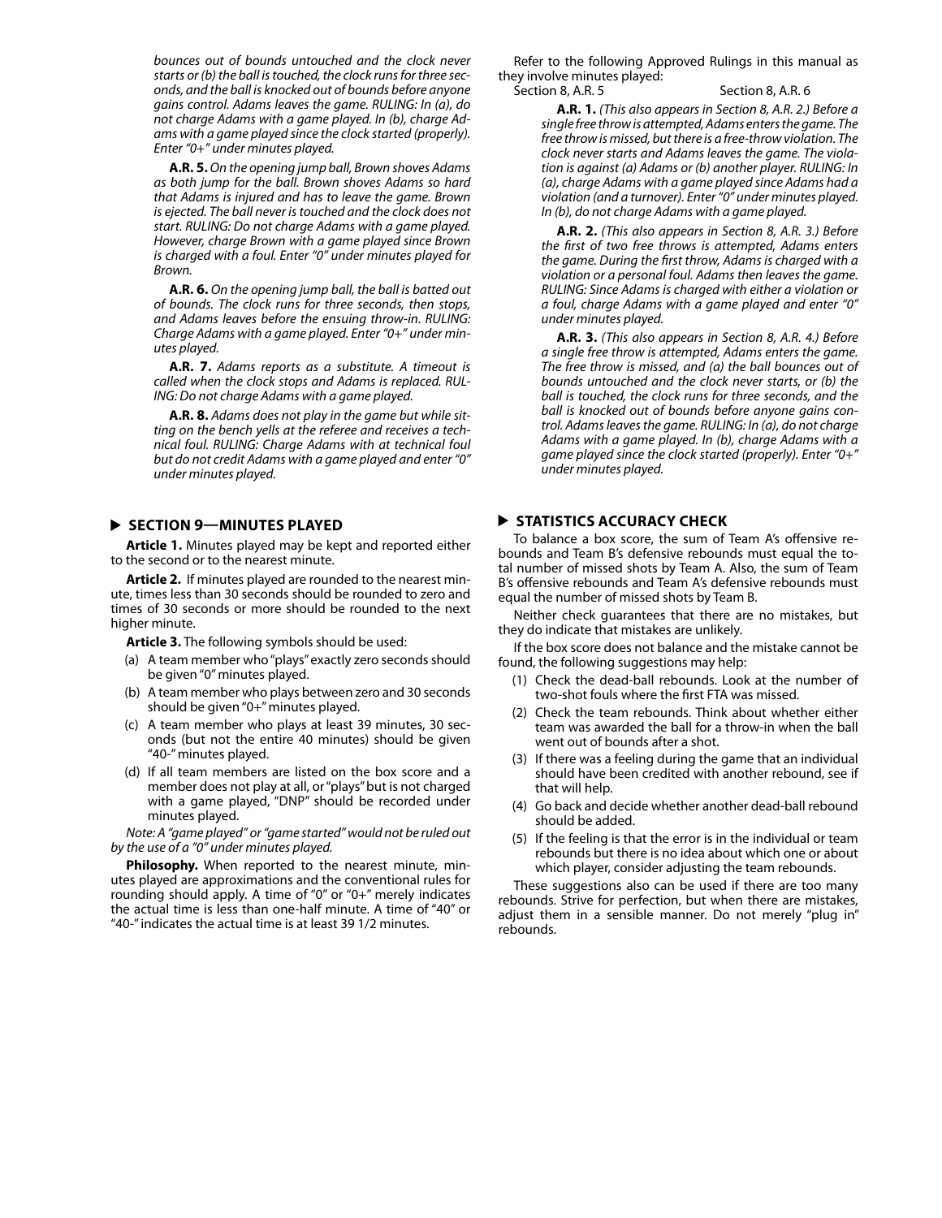*bounces out of bounds untouched and the clock never starts or (b) the ball is touched, the clock runs for three seconds, and the ball is knocked out of bounds before anyone gains control. Adams leaves the game. RULING: In (a), do not charge Adams with a game played. In (b), charge Adams with a game played since the clock started (properly). Enter "0+" under minutes played.*

**A.R. 5.** *On the opening jump ball, Brown shoves Adams as both jump for the ball. Brown shoves Adams so hard that Adams is injured and has to leave the game. Brown is ejected. The ball never is touched and the clock does not start. RULING: Do not charge Adams with a game played. However, charge Brown with a game played since Brown is charged with a foul. Enter "0" under minutes played for Brown.*

**A.R. 6.** *On the opening jump ball, the ball is batted out of bounds. The clock runs for three seconds, then stops, and Adams leaves before the ensuing throw-in. RULING: Charge Adams with a game played. Enter "0+" under minutes played.*

**A.R. 7.** *Adams reports as a substitute. A timeout is called when the clock stops and Adams is replaced. RULING: Do not charge Adams with a game played.*

**A.R. 8.** *Adams does not play in the game but while sitting on the bench yells at the referee and receives a technical foul. RULING: Charge Adams with at technical foul but do not credit Adams with a game played and enter "0" under minutes played.*

## ▶ SECTION 9—MINUTES PLAYED

**Article 1.** Minutes played may be kept and reported either to the second or to the nearest minute.

**Article 2.** If minutes played are rounded to the nearest minute, times less than 30 seconds should be rounded to zero and times of 30 seconds or more should be rounded to the next higher minute.

**Article 3.** The following symbols should be used:

(a) A team member who "plays" exactly zero seconds should be given "0" minutes played.

(b) A team member who plays between zero and 30 seconds should be given "0+" minutes played.

(c) A team member who plays at least 39 minutes, 30 seconds (but not the entire 40 minutes) should be given "40-" minutes played.

(d) If all team members are listed on the box score and a member does not play at all, or "plays" but is not charged with a game played, "DNP" should be recorded under minutes played.

*Note: A "game played" or "game started" would not be ruled out by the use of a "0" under minutes played.*

**Philosophy.** When reported to the nearest minute, minutes played are approximations and the conventional rules for rounding should apply. A time of "0" or "0+" merely indicates the actual time is less than one-half minute. A time of "40" or "40-" indicates the actual time is at least 39 1/2 minutes.

Refer to the following Approved Rulings in this manual as they involve minutes played:

Section 8, A.R. 5 Section 8, A.R. 6

**A.R. 1.** *(This also appears in Section 8, A.R. 2.) Before a single free throw is attempted, Adams enters the game. The free throw is missed, but there is a free-throw violation. The clock never starts and Adams leaves the game. The violation is against (a) Adams or (b) another player. RULING: In (a), charge Adams with a game played since Adams had a violation (and a turnover). Enter "0" under minutes played. In (b), do not charge Adams with a game played.*

**A.R. 2.** *(This also appears in Section 8, A.R. 3.) Before the first of two free throws is attempted, Adams enters the game. During the first throw, Adams is charged with a violation or a personal foul. Adams then leaves the game. RULING: Since Adams is charged with either a violation or a foul, charge Adams with a game played and enter "0" under minutes played.*

**A.R. 3.** *(This also appears in Section 8, A.R. 4.) Before a single free throw is attempted, Adams enters the game. The free throw is missed, and (a) the ball bounces out of bounds untouched and the clock never starts, or (b) the ball is touched, the clock runs for three seconds, and the ball is knocked out of bounds before anyone gains control. Adams leaves the game. RULING: In (a), do not charge Adams with a game played. In (b), charge Adams with a game played since the clock started (properly). Enter "0+" under minutes played.*

## ▶ STATISTICS ACCURACY CHECK

To balance a box score, the sum of Team A's offensive rebounds and Team B's defensive rebounds must equal the total number of missed shots by Team A. Also, the sum of Team B's offensive rebounds and Team A's defensive rebounds must equal the number of missed shots by Team B.

Neither check guarantees that there are no mistakes, but they do indicate that mistakes are unlikely.

If the box score does not balance and the mistake cannot be found, the following suggestions may help:

(1) Check the dead-ball rebounds. Look at the number of two-shot fouls where the first FTA was missed.

(2) Check the team rebounds. Think about whether either team was awarded the ball for a throw-in when the ball went out of bounds after a shot.

(3) If there was a feeling during the game that an individual should have been credited with another rebound, see if that will help.

(4) Go back and decide whether another dead-ball rebound should be added.

(5) If the feeling is that the error is in the individual or team rebounds but there is no idea about which one or about which player, consider adjusting the team rebounds.

These suggestions also can be used if there are too many rebounds. Strive for perfection, but when there are mistakes, adjust them in a sensible manner. Do not merely "plug in" rebounds.